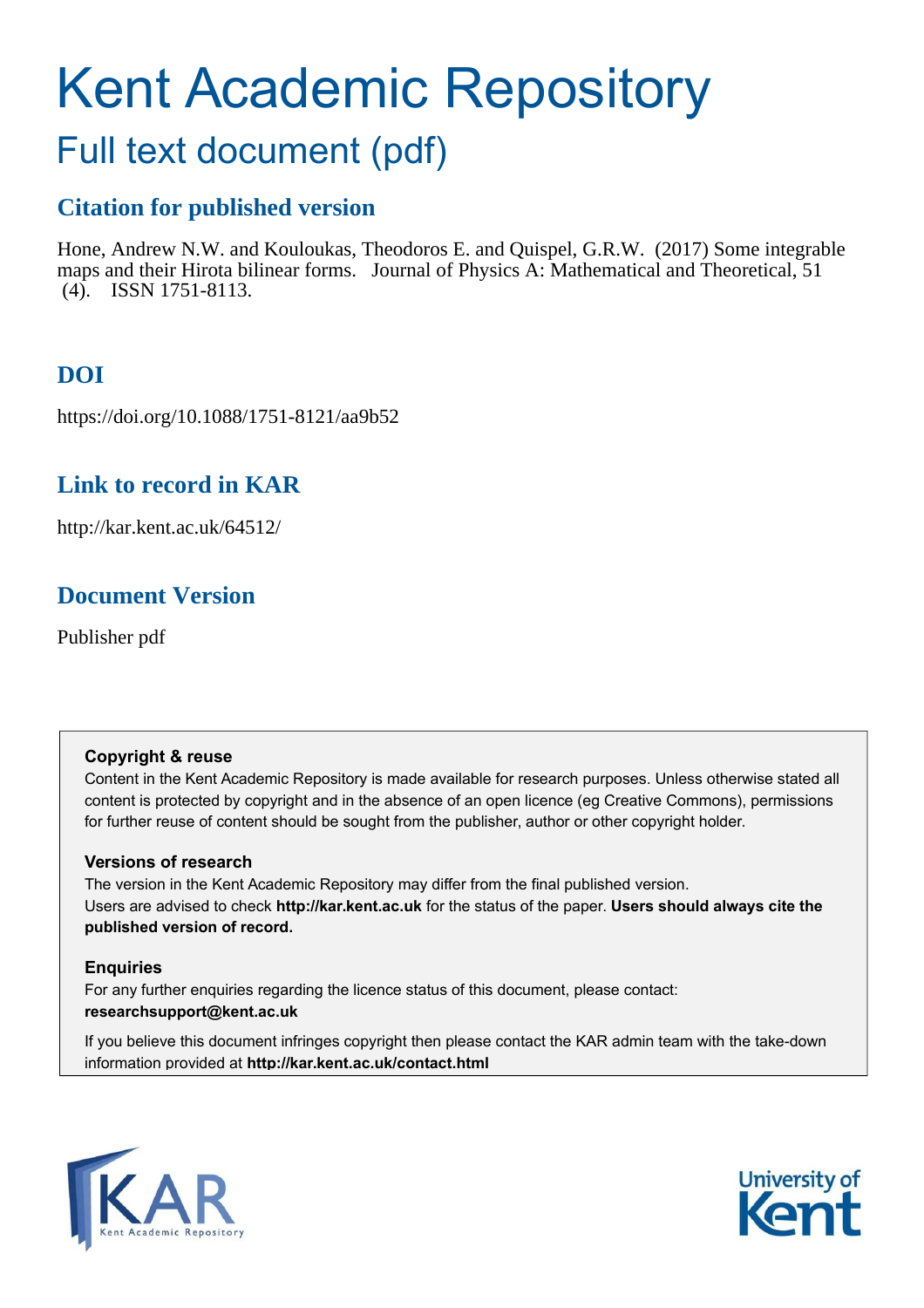# Kent Academic Repository

## Full text document (pdf)

### Citation for published version

Hone, Andrew N.W. and Kouloukas, Theodoros E. and Quispel, G.R.W. (2017) Some integrable maps and their Hirota bilinear forms. Journal of Physics A: Mathematical and Theoretical, 51 (4). ISSN 1751-8113.

### DOI

https://doi.org/10.1088/1751-8121/aa9b52

### Link to record in KAR

http://kar.kent.ac.uk/64512/

### Document Version

Publisher pdf

**Copyright & reuse**

Content in the Kent Academic Repository is made available for research purposes. Unless otherwise stated all content is protected by copyright and in the absence of an open licence (eg Creative Commons), permissions for further reuse of content should be sought from the publisher, author or other copyright holder.

**Versions of research**

The version in the Kent Academic Repository may differ from the final published version. Users are advised to check **http://kar.kent.ac.uk** for the status of the paper. **Users should always cite the published version of record.**

**Enquiries**

For any further enquiries regarding the licence status of this document, please contact: **researchsupport@kent.ac.uk**

If you believe this document infringes copyright then please contact the KAR admin team with the take-down information provided at **http://kar.kent.ac.uk/contact.html**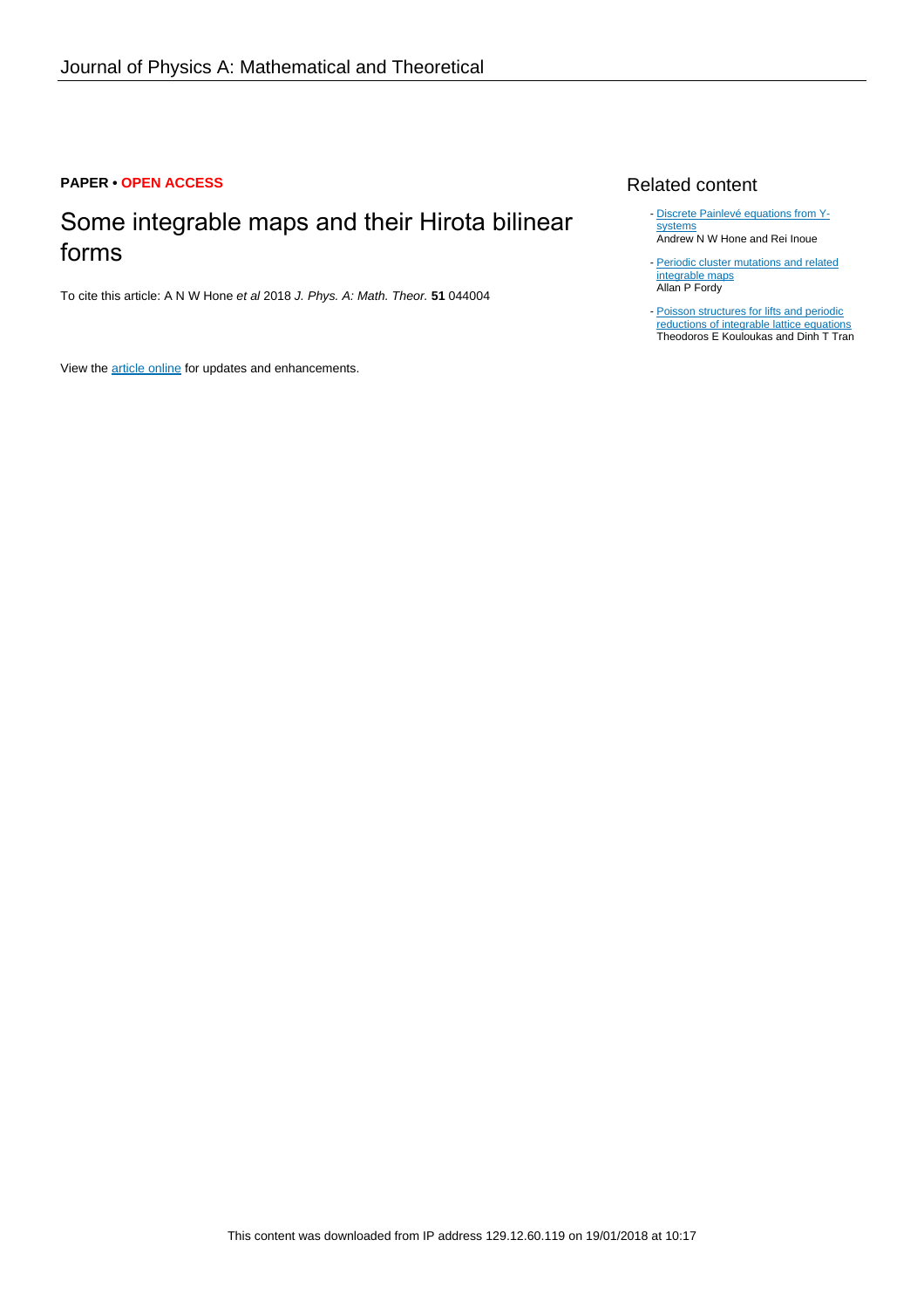**PAPER • OPEN ACCESS**

# Some integrable maps and their Hirota bilinear forms

To cite this article: A N W Hone *et al* 2018 *J. Phys. A: Math. Theor.* **51** 044004

View the article online for updates and enhancements.

## Related content

- Discrete Painlevé equations from Y-systems
  Andrew N W Hone and Rei Inoue

- Periodic cluster mutations and related integrable maps
  Allan P Fordy

- Poisson structures for lifts and periodic reductions of integrable lattice equations
  Theodoros E Kouloukas and Dinh T Tran

This content was downloaded from IP address 129.12.60.119 on 19/01/2018 at 10:17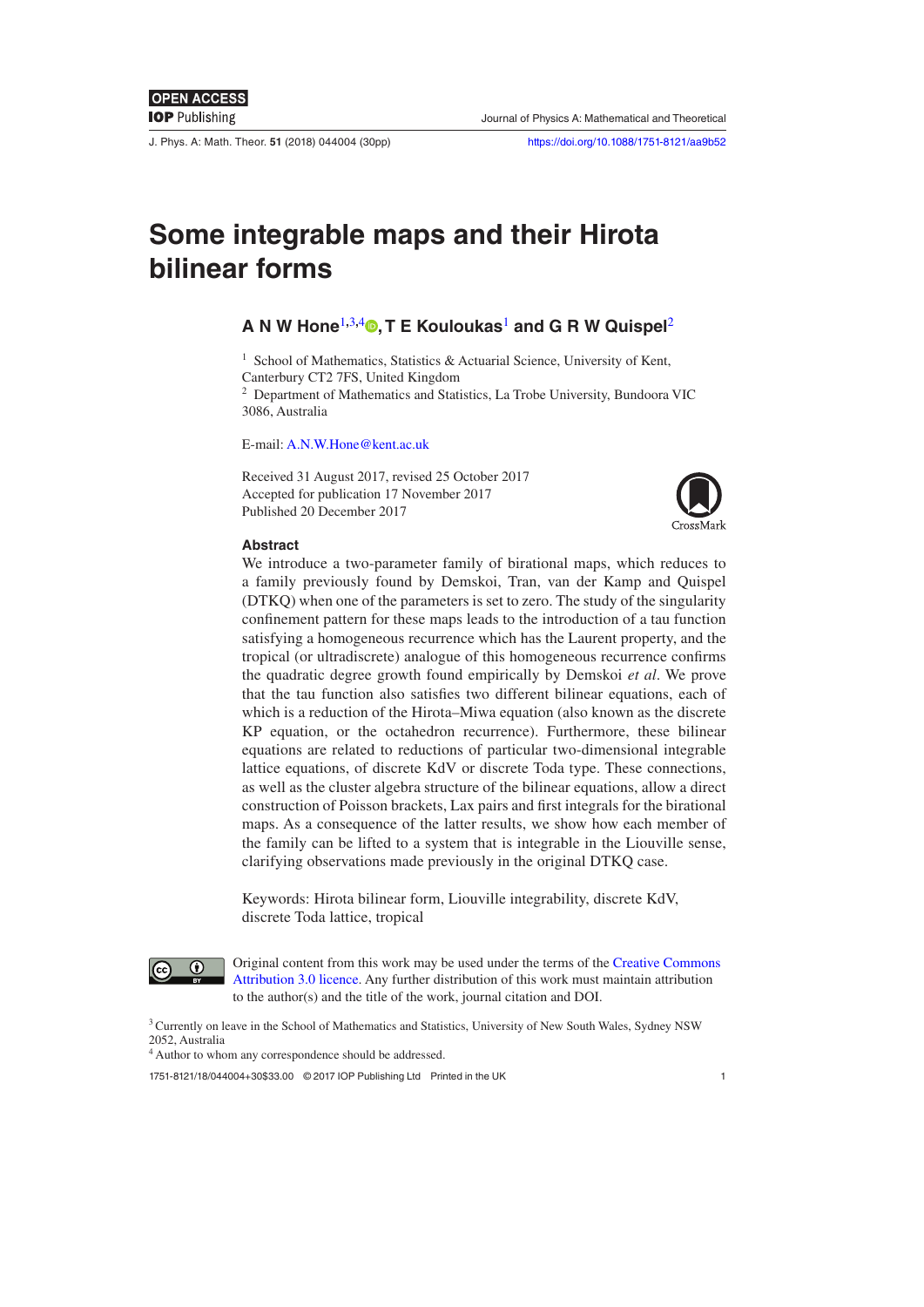# Some integrable maps and their Hirota bilinear forms

**A N W Hone**[1,3,4], **T E Kouloukas**[1] **and G R W Quispel**[2]

[1] School of Mathematics, Statistics & Actuarial Science, University of Kent, Canterbury CT2 7FS, United Kingdom

[2] Department of Mathematics and Statistics, La Trobe University, Bundoora VIC 3086, Australia

E-mail: A.N.W.Hone@kent.ac.uk

Received 31 August 2017, revised 25 October 2017
Accepted for publication 17 November 2017
Published 20 December 2017

### Abstract

We introduce a two-parameter family of birational maps, which reduces to a family previously found by Demskoi, Tran, van der Kamp and Quispel (DTKQ) when one of the parameters is set to zero. The study of the singularity confinement pattern for these maps leads to the introduction of a tau function satisfying a homogeneous recurrence which has the Laurent property, and the tropical (or ultradiscrete) analogue of this homogeneous recurrence confirms the quadratic degree growth found empirically by Demskoi *et al*. We prove that the tau function also satisfies two different bilinear equations, each of which is a reduction of the Hirota–Miwa equation (also known as the discrete KP equation, or the octahedron recurrence). Furthermore, these bilinear equations are related to reductions of particular two-dimensional integrable lattice equations, of discrete KdV or discrete Toda type. These connections, as well as the cluster algebra structure of the bilinear equations, allow a direct construction of Poisson brackets, Lax pairs and first integrals for the birational maps. As a consequence of the latter results, we show how each member of the family can be lifted to a system that is integrable in the Liouville sense, clarifying observations made previously in the original DTKQ case.

Keywords: Hirota bilinear form, Liouville integrability, discrete KdV, discrete Toda lattice, tropical

Original content from this work may be used under the terms of the Creative Commons Attribution 3.0 licence. Any further distribution of this work must maintain attribution to the author(s) and the title of the work, journal citation and DOI.

[3] Currently on leave in the School of Mathematics and Statistics, University of New South Wales, Sydney NSW 2052, Australia

[4] Author to whom any correspondence should be addressed.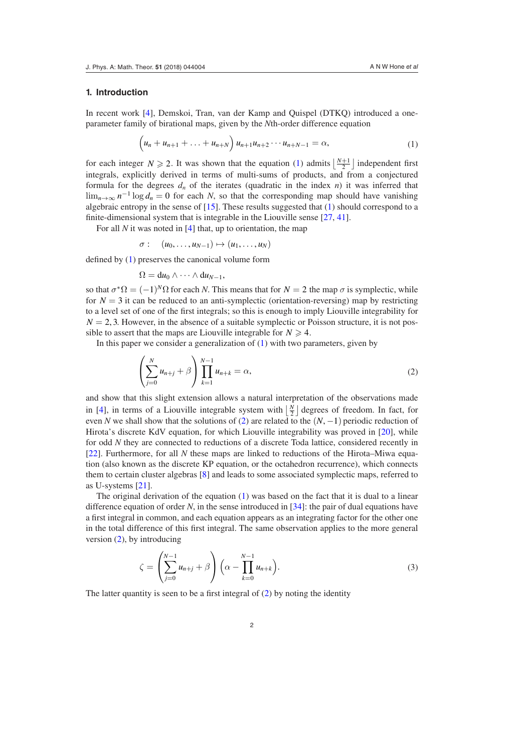## 1. Introduction

In recent work [4], Demskoi, Tran, van der Kamp and Quispel (DTKQ) introduced a one-parameter family of birational maps, given by the $N$th-order difference equation

$$\Big(u_n + u_{n+1} + \ldots + u_{n+N}\Big)\, u_{n+1}u_{n+2}\cdots u_{n+N-1} = \alpha, \tag{1}$$

for each integer $N \geqslant 2$. It was shown that the equation (1) admits $\left\lfloor \frac{N+1}{2} \right\rfloor$ independent first integrals, explicitly derived in terms of multi-sums of products, and from a conjectured formula for the degrees $d_n$ of the iterates (quadratic in the index $n$) it was inferred that $\lim_{n\to\infty} n^{-1}\log d_n = 0$ for each $N$, so that the corresponding map should have vanishing algebraic entropy in the sense of [15]. These results suggested that (1) should correspond to a finite-dimensional system that is integrable in the Liouville sense [27, 41].

For all $N$ it was noted in [4] that, up to orientation, the map

$$\sigma: \quad (u_0, \ldots, u_{N-1}) \mapsto (u_1, \ldots, u_N)$$

defined by (1) preserves the canonical volume form

$$\Omega = \mathrm{d}u_0 \wedge \cdots \wedge \mathrm{d}u_{N-1},$$

so that $\sigma^*\Omega = (-1)^N\Omega$ for each $N$. This means that for $N = 2$ the map $\sigma$ is symplectic, while for $N = 3$ it can be reduced to an anti-symplectic (orientation-reversing) map by restricting to a level set of one of the first integrals; so this is enough to imply Liouville integrability for $N = 2, 3$. However, in the absence of a suitable symplectic or Poisson structure, it is not possible to assert that the maps are Liouville integrable for $N \geqslant 4$.

In this paper we consider a generalization of (1) with two parameters, given by

$$\left(\sum_{j=0}^{N} u_{n+j} + \beta\right) \prod_{k=1}^{N-1} u_{n+k} = \alpha, \tag{2}$$

and show that this slight extension allows a natural interpretation of the observations made in [4], in terms of a Liouville integrable system with $\left\lfloor \frac{N}{2} \right\rfloor$ degrees of freedom. In fact, for even $N$ we shall show that the solutions of (2) are related to the $(N, -1)$ periodic reduction of Hirota's discrete KdV equation, for which Liouville integrability was proved in [20], while for odd $N$ they are connected to reductions of a discrete Toda lattice, considered recently in [22]. Furthermore, for all $N$ these maps are linked to reductions of the Hirota–Miwa equation (also known as the discrete KP equation, or the octahedron recurrence), which connects them to certain cluster algebras [8] and leads to some associated symplectic maps, referred to as U-systems [21].

The original derivation of the equation (1) was based on the fact that it is dual to a linear difference equation of order $N$, in the sense introduced in [34]: the pair of dual equations have a first integral in common, and each equation appears as an integrating factor for the other one in the total difference of this first integral. The same observation applies to the more general version (2), by introducing

$$\zeta = \left(\sum_{j=0}^{N-1} u_{n+j} + \beta\right)\left(\alpha - \prod_{k=0}^{N-1} u_{n+k}\right). \tag{3}$$

The latter quantity is seen to be a first integral of (2) by noting the identity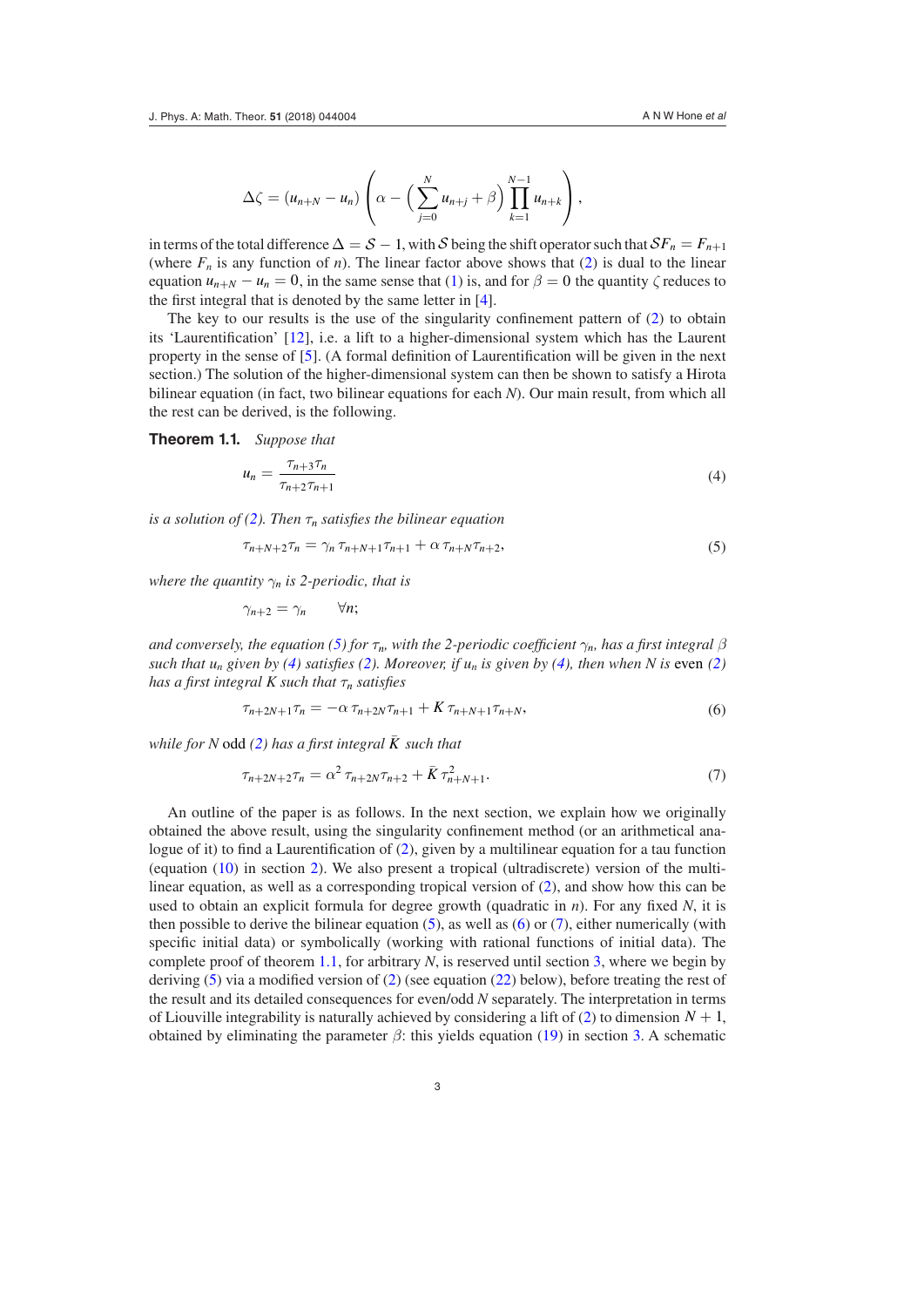$$\Delta\zeta = (u_{n+N} - u_n)\left(\alpha - \Big(\sum_{j=0}^{N} u_{n+j} + \beta\Big)\prod_{k=1}^{N-1} u_{n+k}\right),$$

in terms of the total difference $\Delta = \mathcal{S} - 1$, with $\mathcal{S}$ being the shift operator such that $\mathcal{S}F_n = F_{n+1}$ (where $F_n$ is any function of $n$). The linear factor above shows that (2) is dual to the linear equation $u_{n+N} - u_n = 0$, in the same sense that (1) is, and for $\beta = 0$ the quantity $\zeta$ reduces to the first integral that is denoted by the same letter in [4].

The key to our results is the use of the singularity confinement pattern of (2) to obtain its 'Laurentification' [12], i.e. a lift to a higher-dimensional system which has the Laurent property in the sense of [5]. (A formal definition of Laurentification will be given in the next section.) The solution of the higher-dimensional system can then be shown to satisfy a Hirota bilinear equation (in fact, two bilinear equations for each $N$). Our main result, from which all the rest can be derived, is the following.

**Theorem 1.1.** *Suppose that*

$$u_n = \frac{\tau_{n+3}\tau_n}{\tau_{n+2}\tau_{n+1}} \tag{4}$$

*is a solution of (2). Then $\tau_n$ satisfies the bilinear equation*

$$\tau_{n+N+2}\tau_n = \gamma_n\,\tau_{n+N+1}\tau_{n+1} + \alpha\,\tau_{n+N}\tau_{n+2}, \tag{5}$$

*where the quantity $\gamma_n$ is 2-periodic, that is*

$$\gamma_{n+2} = \gamma_n \qquad \forall n;$$

*and conversely, the equation (5) for $\tau_n$, with the 2-periodic coefficient $\gamma_n$, has a first integral $\beta$ such that $u_n$ given by (4) satisfies (2). Moreover, if $u_n$ is given by (4), then when $N$ is* even *(2) has a first integral $K$ such that $\tau_n$ satisfies*

$$\tau_{n+2N+1}\tau_n = -\alpha\,\tau_{n+2N}\tau_{n+1} + K\,\tau_{n+N+1}\tau_{n+N}, \tag{6}$$

*while for $N$* odd *(2) has a first integral $\bar{K}$ such that*

$$\tau_{n+2N+2}\tau_n = \alpha^2\,\tau_{n+2N}\tau_{n+2} + \bar{K}\,\tau_{n+N+1}^2. \tag{7}$$

An outline of the paper is as follows. In the next section, we explain how we originally obtained the above result, using the singularity confinement method (or an arithmetical analogue of it) to find a Laurentification of (2), given by a multilinear equation for a tau function (equation (10) in section 2). We also present a tropical (ultradiscrete) version of the multilinear equation, as well as a corresponding tropical version of (2), and show how this can be used to obtain an explicit formula for degree growth (quadratic in $n$). For any fixed $N$, it is then possible to derive the bilinear equation (5), as well as (6) or (7), either numerically (with specific initial data) or symbolically (working with rational functions of initial data). The complete proof of theorem 1.1, for arbitrary $N$, is reserved until section 3, where we begin by deriving (5) via a modified version of (2) (see equation (22) below), before treating the rest of the result and its detailed consequences for even/odd $N$ separately. The interpretation in terms of Liouville integrability is naturally achieved by considering a lift of (2) to dimension $N + 1$, obtained by eliminating the parameter $\beta$: this yields equation (19) in section 3. A schematic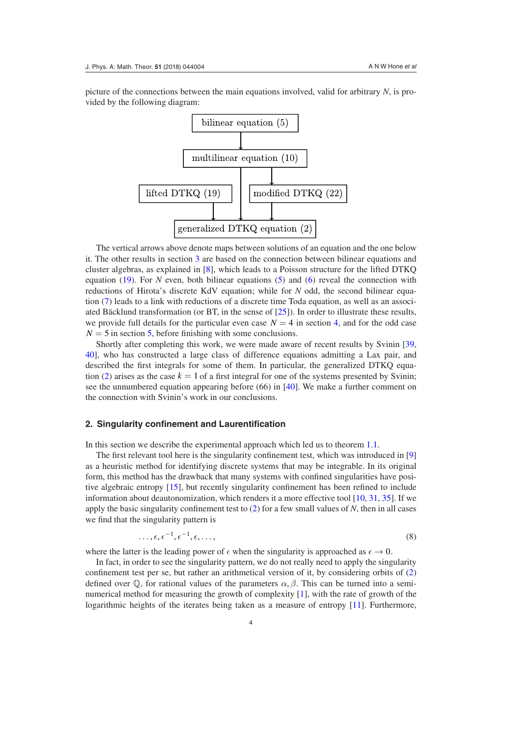picture of the connections between the main equations involved, valid for arbitrary $N$, is provided by the following diagram:

```
              bilinear equation (5)
                       |
                       v
            multilinear equation (10)
                 |            |
                 |            v
lifted DTKQ (19) |   modified DTKQ (22)
        |        |            |
        v        v            v
         generalized DTKQ equation (2)
```

The vertical arrows above denote maps between solutions of an equation and the one below it. The other results in section 3 are based on the connection between bilinear equations and cluster algebras, as explained in [8], which leads to a Poisson structure for the lifted DTKQ equation (19). For $N$ even, both bilinear equations (5) and (6) reveal the connection with reductions of Hirota's discrete KdV equation; while for $N$ odd, the second bilinear equation (7) leads to a link with reductions of a discrete time Toda equation, as well as an associated Bäcklund transformation (or BT, in the sense of [25]). In order to illustrate these results, we provide full details for the particular even case $N = 4$ in section 4, and for the odd case $N = 5$ in section 5, before finishing with some conclusions.

Shortly after completing this work, we were made aware of recent results by Svinin [39, 40], who has constructed a large class of difference equations admitting a Lax pair, and described the first integrals for some of them. In particular, the generalized DTKQ equation (2) arises as the case $k = 1$ of a first integral for one of the systems presented by Svinin; see the unnumbered equation appearing before (66) in [40]. We make a further comment on the connection with Svinin's work in our conclusions.

## 2. Singularity confinement and Laurentification

In this section we describe the experimental approach which led us to theorem 1.1.

The first relevant tool here is the singularity confinement test, which was introduced in [9] as a heuristic method for identifying discrete systems that may be integrable. In its original form, this method has the drawback that many systems with confined singularities have positive algebraic entropy [15], but recently singularity confinement has been refined to include information about deautonomization, which renders it a more effective tool [10, 31, 35]. If we apply the basic singularity confinement test to (2) for a few small values of $N$, then in all cases we find that the singularity pattern is

$$\ldots, \epsilon, \epsilon^{-1}, \epsilon^{-1}, \epsilon, \ldots, \tag{8}$$

where the latter is the leading power of $\epsilon$ when the singularity is approached as $\epsilon \to 0$.

In fact, in order to see the singularity pattern, we do not really need to apply the singularity confinement test per se, but rather an arithmetical version of it, by considering orbits of (2) defined over $\mathbb{Q}$, for rational values of the parameters $\alpha, \beta$. This can be turned into a semi-numerical method for measuring the growth of complexity [1], with the rate of growth of the logarithmic heights of the iterates being taken as a measure of entropy [11]. Furthermore,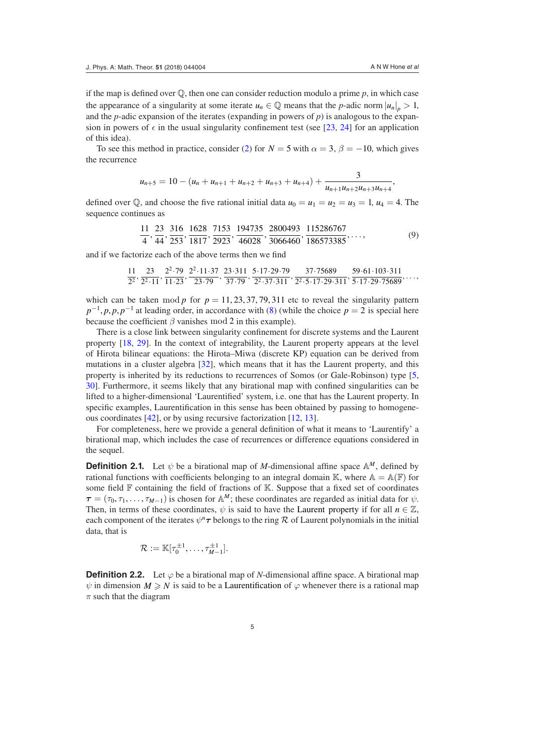if the map is defined over $\mathbb{Q}$, then one can consider reduction modulo a prime $p$, in which case the appearance of a singularity at some iterate $u_n \in \mathbb{Q}$ means that the $p$-adic norm $|u_n|_p > 1$, and the $p$-adic expansion of the iterates (expanding in powers of $p$) is analogous to the expansion in powers of $\epsilon$ in the usual singularity confinement test (see [23, 24] for an application of this idea).

To see this method in practice, consider (2) for $N = 5$ with $\alpha = 3$, $\beta = -10$, which gives the recurrence

$$u_{n+5} = 10 - (u_n + u_{n+1} + u_{n+2} + u_{n+3} + u_{n+4}) + \frac{3}{u_{n+1}u_{n+2}u_{n+3}u_{n+4}},$$

defined over $\mathbb{Q}$, and choose the five rational initial data $u_0 = u_1 = u_2 = u_3 = 1$, $u_4 = 4$. The sequence continues as

$$\frac{11}{4}, \frac{23}{44}, \frac{316}{253}, \frac{1628}{1817}, \frac{7153}{2923}, \frac{194735}{46028}, \frac{2800493}{3066460}, \frac{115286767}{186573385}, \ldots, \tag{9}$$

and if we factorize each of the above terms then we find

$$\frac{11}{2^2}, \frac{23}{2^2 \cdot 11}, \frac{2^2 \cdot 79}{11 \cdot 23}, \frac{2^2 \cdot 11 \cdot 37}{23 \cdot 79}, \frac{23 \cdot 311}{37 \cdot 79}, \frac{5 \cdot 17 \cdot 29 \cdot 79}{2^2 \cdot 37 \cdot 311}, \frac{37 \cdot 75689}{2^2 \cdot 5 \cdot 17 \cdot 29 \cdot 311}, \frac{59 \cdot 61 \cdot 103 \cdot 311}{5 \cdot 17 \cdot 29 \cdot 75689}, \ldots,$$

which can be taken $\bmod\, p$ for $p = 11, 23, 37, 79, 311$ etc to reveal the singularity pattern $p^{-1}, p, p, p^{-1}$ at leading order, in accordance with (8) (while the choice $p = 2$ is special here because the coefficient $\beta$ vanishes $\bmod\, 2$ in this example).

There is a close link between singularity confinement for discrete systems and the Laurent property [18, 29]. In the context of integrability, the Laurent property appears at the level of Hirota bilinear equations: the Hirota–Miwa (discrete KP) equation can be derived from mutations in a cluster algebra [32], which means that it has the Laurent property, and this property is inherited by its reductions to recurrences of Somos (or Gale-Robinson) type [5, 30]. Furthermore, it seems likely that any birational map with confined singularities can be lifted to a higher-dimensional 'Laurentified' system, i.e. one that has the Laurent property. In specific examples, Laurentification in this sense has been obtained by passing to homogeneous coordinates [42], or by using recursive factorization [12, 13].

For completeness, here we provide a general definition of what it means to 'Laurentify' a birational map, which includes the case of recurrences or difference equations considered in the sequel.

**Definition 2.1.** Let $\psi$ be a birational map of $M$-dimensional affine space $\mathbb{A}^M$, defined by rational functions with coefficients belonging to an integral domain $\mathbb{K}$, where $\mathbb{A} = \mathbb{A}(\mathbb{F})$ for some field $\mathbb{F}$ containing the field of fractions of $\mathbb{K}$. Suppose that a fixed set of coordinates $\boldsymbol{\tau} = (\tau_0, \tau_1, \ldots, \tau_{M-1})$ is chosen for $\mathbb{A}^M$; these coordinates are regarded as initial data for $\psi$. Then, in terms of these coordinates, $\psi$ is said to have the Laurent property if for all $n \in \mathbb{Z}$, each component of the iterates $\psi^n \boldsymbol{\tau}$ belongs to the ring $\mathcal{R}$ of Laurent polynomials in the initial data, that is

$$\mathcal{R} := \mathbb{K}[\tau_0^{\pm 1}, \ldots, \tau_{M-1}^{\pm 1}].$$

**Definition 2.2.** Let $\varphi$ be a birational map of $N$-dimensional affine space. A birational map $\psi$ in dimension $M \geqslant N$ is said to be a Laurentification of $\varphi$ whenever there is a rational map $\pi$ such that the diagram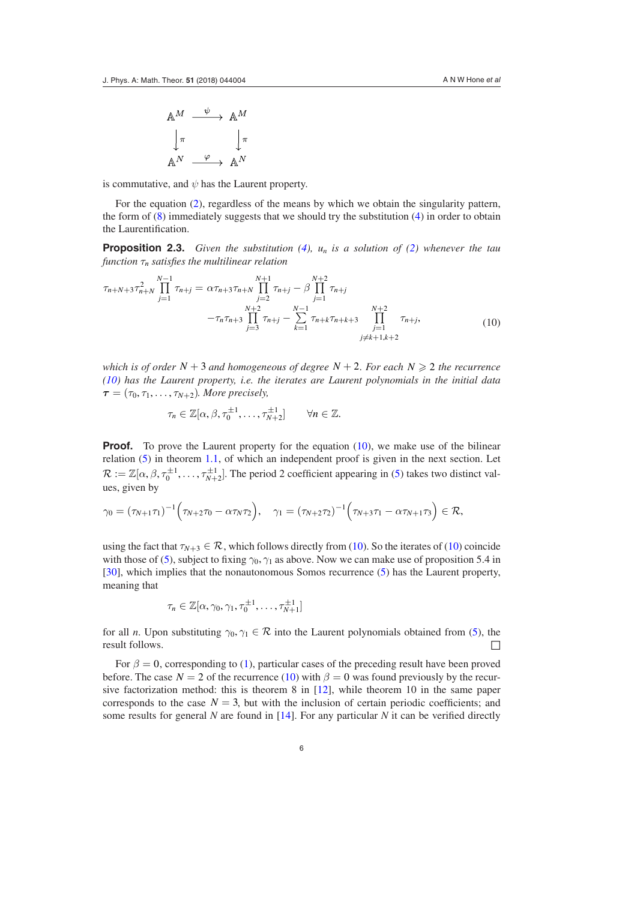$$
\begin{array}{ccc}
\mathbb{A}^M & \xrightarrow{\psi} & \mathbb{A}^M \\
\big\downarrow \pi & & \big\downarrow \pi \\
\mathbb{A}^N & \xrightarrow{\varphi} & \mathbb{A}^N
\end{array}
$$

is commutative, and $\psi$ has the Laurent property.

For the equation (2), regardless of the means by which we obtain the singularity pattern, the form of (8) immediately suggests that we should try the substitution (4) in order to obtain the Laurentification.

**Proposition 2.3.** *Given the substitution (4), $u_n$ is a solution of (2) whenever the tau function $\tau_n$ satisfies the multilinear relation*

$$
\begin{aligned}
\tau_{n+N+3}\tau_{n+N}^2 \prod_{j=1}^{N-1} \tau_{n+j} = \alpha \tau_{n+3}\tau_{n+N} \prod_{j=2}^{N+1} \tau_{n+j} - \beta \prod_{j=1}^{N+2} \tau_{n+j} \\
- \tau_n \tau_{n+3} \prod_{j=3}^{N+2} \tau_{n+j} - \sum_{k=1}^{N-1} \tau_{n+k}\tau_{n+k+3} \prod_{\substack{j=1 \\ j \neq k+1,k+2}}^{N+2} \tau_{n+j},
\end{aligned}
\tag{10}
$$

*which is of order $N+3$ and homogeneous of degree $N+2$. For each $N \geqslant 2$ the recurrence (10) has the Laurent property, i.e. the iterates are Laurent polynomials in the initial data $\boldsymbol{\tau} = (\tau_0, \tau_1, \ldots, \tau_{N+2})$. More precisely,*

$$
\tau_n \in \mathbb{Z}[\alpha, \beta, \tau_0^{\pm 1}, \ldots, \tau_{N+2}^{\pm 1}] \qquad \forall n \in \mathbb{Z}.
$$

**Proof.** To prove the Laurent property for the equation (10), we make use of the bilinear relation (5) in theorem 1.1, of which an independent proof is given in the next section. Let $\mathcal{R} := \mathbb{Z}[\alpha, \beta, \tau_0^{\pm 1}, \ldots, \tau_{N+2}^{\pm 1}]$. The period 2 coefficient appearing in (5) takes two distinct values, given by

$$
\gamma_0 = (\tau_{N+1}\tau_1)^{-1}\Big(\tau_{N+2}\tau_0 - \alpha \tau_N \tau_2\Big), \quad \gamma_1 = (\tau_{N+2}\tau_2)^{-1}\Big(\tau_{N+3}\tau_1 - \alpha \tau_{N+1}\tau_3\Big) \in \mathcal{R},
$$

using the fact that $\tau_{N+3} \in \mathcal{R}$, which follows directly from (10). So the iterates of (10) coincide with those of (5), subject to fixing $\gamma_0, \gamma_1$ as above. Now we can make use of proposition 5.4 in [30], which implies that the nonautonomous Somos recurrence (5) has the Laurent property, meaning that

$$
\tau_n \in \mathbb{Z}[\alpha, \gamma_0, \gamma_1, \tau_0^{\pm 1}, \ldots, \tau_{N+1}^{\pm 1}]
$$

for all $n$. Upon substituting $\gamma_0, \gamma_1 \in \mathcal{R}$ into the Laurent polynomials obtained from (5), the result follows. □

For $\beta = 0$, corresponding to (1), particular cases of the preceding result have been proved before. The case $N = 2$ of the recurrence (10) with $\beta = 0$ was found previously by the recursive factorization method: this is theorem 8 in [12], while theorem 10 in the same paper corresponds to the case $N = 3$, but with the inclusion of certain periodic coefficients; and some results for general $N$ are found in [14]. For any particular $N$ it can be verified directly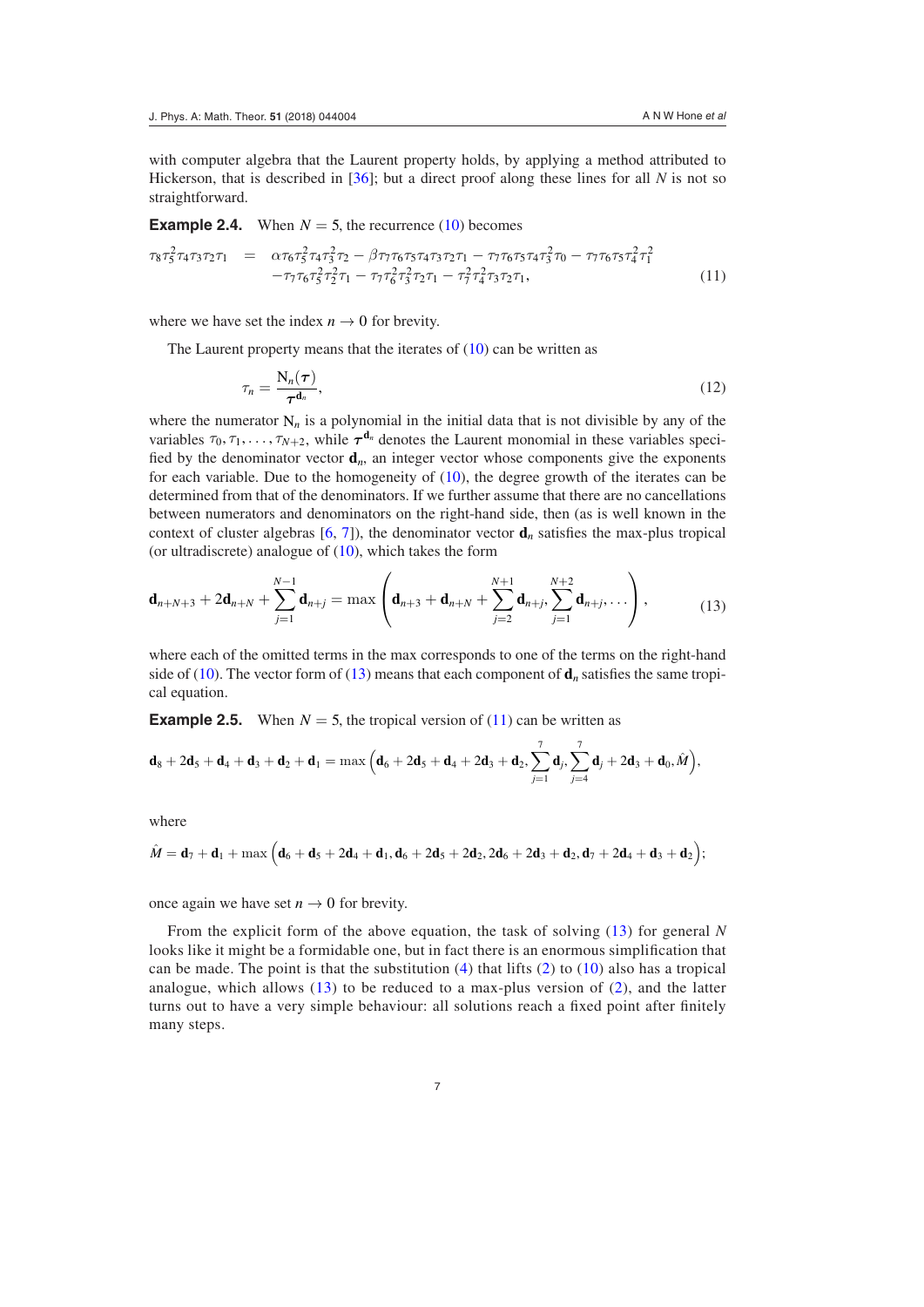with computer algebra that the Laurent property holds, by applying a method attributed to Hickerson, that is described in [36]; but a direct proof along these lines for all $N$ is not so straightforward.

**Example 2.4.** When $N = 5$, the recurrence (10) becomes

$$
\begin{aligned}
\tau_8\tau_5^2\tau_4\tau_3\tau_2\tau_1 \quad = \quad & \alpha\tau_6\tau_5^2\tau_4\tau_3^2\tau_2 - \beta\tau_7\tau_6\tau_5\tau_4\tau_3\tau_2\tau_1 - \tau_7\tau_6\tau_5\tau_4\tau_3^2\tau_0 - \tau_7\tau_6\tau_5\tau_4^2\tau_1^2 \\
& -\tau_7\tau_6\tau_5^2\tau_2^2\tau_1 - \tau_7\tau_6^2\tau_3^2\tau_2\tau_1 - \tau_7^2\tau_4^2\tau_3\tau_2\tau_1,
\end{aligned}
\tag{11}
$$

where we have set the index $n \to 0$ for brevity.

The Laurent property means that the iterates of (10) can be written as

$$
\tau_n = \frac{\mathrm{N}_n(\boldsymbol{\tau})}{\boldsymbol{\tau}^{\mathbf{d}_n}},
\tag{12}
$$

where the numerator $\mathrm{N}_n$ is a polynomial in the initial data that is not divisible by any of the variables $\tau_0, \tau_1, \ldots, \tau_{N+2}$, while $\boldsymbol{\tau}^{\mathbf{d}_n}$ denotes the Laurent monomial in these variables specified by the denominator vector $\mathbf{d}_n$, an integer vector whose components give the exponents for each variable. Due to the homogeneity of (10), the degree growth of the iterates can be determined from that of the denominators. If we further assume that there are no cancellations between numerators and denominators on the right-hand side, then (as is well known in the context of cluster algebras [6, 7]), the denominator vector $\mathbf{d}_n$ satisfies the max-plus tropical (or ultradiscrete) analogue of (10), which takes the form

$$
\mathbf{d}_{n+N+3} + 2\mathbf{d}_{n+N} + \sum_{j=1}^{N-1}\mathbf{d}_{n+j} = \max\left(\mathbf{d}_{n+3} + \mathbf{d}_{n+N} + \sum_{j=2}^{N+1}\mathbf{d}_{n+j}, \sum_{j=1}^{N+2}\mathbf{d}_{n+j}, \ldots\right),
\tag{13}
$$

where each of the omitted terms in the max corresponds to one of the terms on the right-hand side of (10). The vector form of (13) means that each component of $\mathbf{d}_n$ satisfies the same tropical equation.

**Example 2.5.** When $N = 5$, the tropical version of (11) can be written as

$$
\mathbf{d}_8 + 2\mathbf{d}_5 + \mathbf{d}_4 + \mathbf{d}_3 + \mathbf{d}_2 + \mathbf{d}_1 = \max\left(\mathbf{d}_6 + 2\mathbf{d}_5 + \mathbf{d}_4 + 2\mathbf{d}_3 + \mathbf{d}_2, \sum_{j=1}^{7}\mathbf{d}_j, \sum_{j=4}^{7}\mathbf{d}_j + 2\mathbf{d}_3 + \mathbf{d}_0, \hat{M}\right),
$$

where

$$
\hat{M} = \mathbf{d}_7 + \mathbf{d}_1 + \max\left(\mathbf{d}_6 + \mathbf{d}_5 + 2\mathbf{d}_4 + \mathbf{d}_1, \mathbf{d}_6 + 2\mathbf{d}_5 + 2\mathbf{d}_2, 2\mathbf{d}_6 + 2\mathbf{d}_3 + \mathbf{d}_2, \mathbf{d}_7 + 2\mathbf{d}_4 + \mathbf{d}_3 + \mathbf{d}_2\right);
$$

once again we have set $n \to 0$ for brevity.

From the explicit form of the above equation, the task of solving (13) for general $N$ looks like it might be a formidable one, but in fact there is an enormous simplification that can be made. The point is that the substitution (4) that lifts (2) to (10) also has a tropical analogue, which allows (13) to be reduced to a max-plus version of (2), and the latter turns out to have a very simple behaviour: all solutions reach a fixed point after finitely many steps.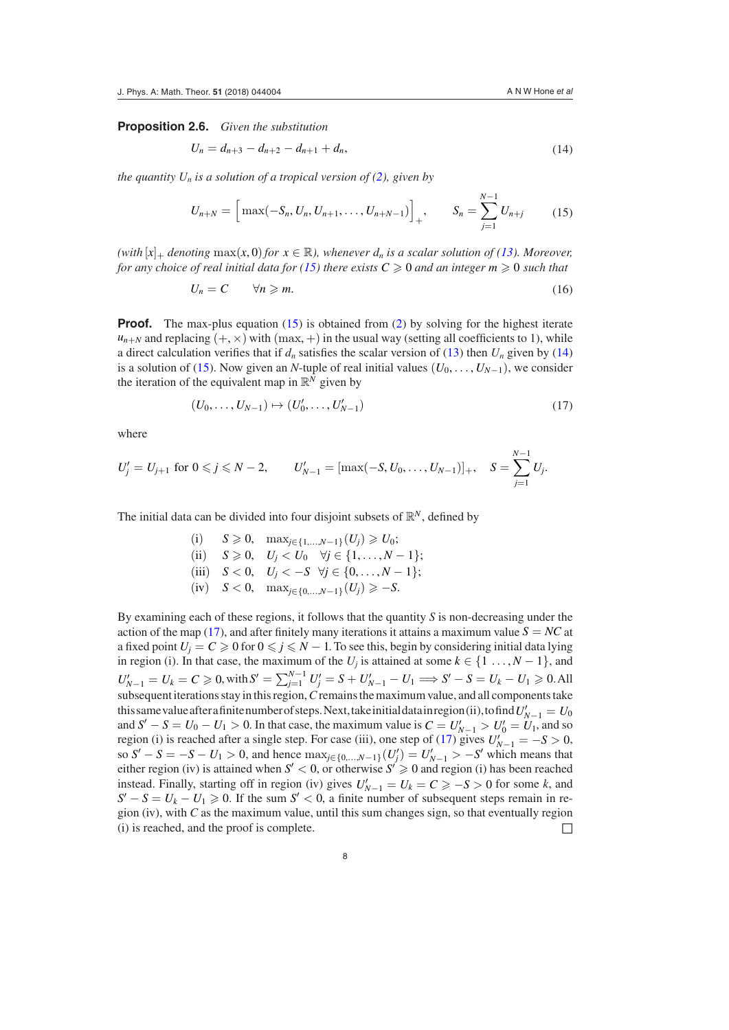**Proposition 2.6.** *Given the substitution*

$$U_n = d_{n+3} - d_{n+2} - d_{n+1} + d_n, \tag{14}$$

*the quantity $U_n$ is a solution of a tropical version of (2), given by*

$$U_{n+N} = \Big[\max(-S_n, U_n, U_{n+1}, \dots, U_{n+N-1})\Big]_+, \qquad S_n = \sum_{j=1}^{N-1} U_{n+j} \tag{15}$$

*(with $[x]_+$ denoting $\max(x, 0)$ for $x \in \mathbb{R}$), whenever $d_n$ is a scalar solution of (13). Moreover, for any choice of real initial data for (15) there exists $C \geqslant 0$ and an integer $m \geqslant 0$ such that*

$$U_n = C \qquad \forall n \geqslant m. \tag{16}$$

**Proof.** The max-plus equation (15) is obtained from (2) by solving for the highest iterate $u_{n+N}$ and replacing $(+, \times)$ with $(\max, +)$ in the usual way (setting all coefficients to 1), while a direct calculation verifies that if $d_n$ satisfies the scalar version of (13) then $U_n$ given by (14) is a solution of (15). Now given an $N$-tuple of real initial values $(U_0, \dots, U_{N-1})$, we consider the iteration of the equivalent map in $\mathbb{R}^N$ given by

$$(U_0, \dots, U_{N-1}) \mapsto (U'_0, \dots, U'_{N-1}) \tag{17}$$

where

$$U'_j = U_{j+1} \text{ for } 0 \leqslant j \leqslant N-2, \qquad U'_{N-1} = [\max(-S, U_0, \dots, U_{N-1})]_+, \quad S = \sum_{j=1}^{N-1} U_j.$$

The initial data can be divided into four disjoint subsets of $\mathbb{R}^N$, defined by

(i) $\quad S \geqslant 0, \quad \max_{j\in\{1,\dots,N-1\}}(U_j) \geqslant U_0$;
(ii) $\quad S \geqslant 0, \quad U_j < U_0 \quad \forall j \in \{1, \dots, N-1\}$;
(iii) $\quad S < 0, \quad U_j < -S \quad \forall j \in \{0, \dots, N-1\}$;
(iv) $\quad S < 0, \quad \max_{j\in\{0,\dots,N-1\}}(U_j) \geqslant -S$.

By examining each of these regions, it follows that the quantity $S$ is non-decreasing under the action of the map (17), and after finitely many iterations it attains a maximum value $S = NC$ at a fixed point $U_j = C \geqslant 0$ for $0 \leqslant j \leqslant N-1$. To see this, begin by considering initial data lying in region (i). In that case, the maximum of the $U_j$ is attained at some $k \in \{1 \dots, N-1\}$, and $U'_{N-1} = U_k = C \geqslant 0$, with $S' = \sum_{j=1}^{N-1} U'_j = S + U'_{N-1} - U_1 \implies S' - S = U_k - U_1 \geqslant 0$. All subsequent iterations stay in this region, $C$ remains the maximum value, and all components take this same value after a finite number of steps. Next, take initial data in region (ii), to find $U'_{N-1} = U_0$ and $S' - S = U_0 - U_1 > 0$. In that case, the maximum value is $C = U'_{N-1} > U'_0 = U_1$, and so region (i) is reached after a single step. For case (iii), one step of (17) gives $U'_{N-1} = -S > 0$, so $S' - S = -S - U_1 > 0$, and hence $\max_{j\in\{0,\dots,N-1\}}(U'_j) = U'_{N-1} > -S'$ which means that either region (iv) is attained when $S' < 0$, or otherwise $S' \geqslant 0$ and region (i) has been reached instead. Finally, starting off in region (iv) gives $U'_{N-1} = U_k = C \geqslant -S > 0$ for some $k$, and $S' - S = U_k - U_1 \geqslant 0$. If the sum $S' < 0$, a finite number of subsequent steps remain in region (iv), with $C$ as the maximum value, until this sum changes sign, so that eventually region (i) is reached, and the proof is complete. □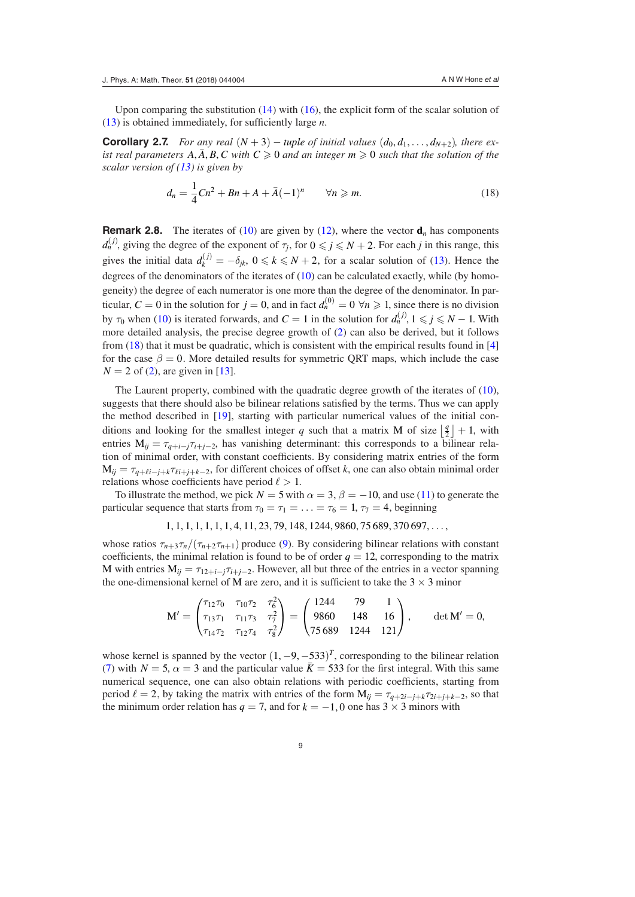Upon comparing the substitution (14) with (16), the explicit form of the scalar solution of (13) is obtained immediately, for sufficiently large $n$.

**Corollary 2.7.** *For any real $(N+3)-$tuple of initial values $(d_0, d_1, \ldots, d_{N+2})$, there exist real parameters $A, \bar{A}, B, C$ with $C \geqslant 0$ and an integer $m \geqslant 0$ such that the solution of the scalar version of (13) is given by*

$$d_n = \frac{1}{4}Cn^2 + Bn + A + \bar{A}(-1)^n \qquad \forall n \geqslant m. \tag{18}$$

**Remark 2.8.** The iterates of (10) are given by (12), where the vector $\mathbf{d}_n$ has components $d_n^{(j)}$, giving the degree of the exponent of $\tau_j$, for $0 \leqslant j \leqslant N+2$. For each $j$ in this range, this gives the initial data $d_k^{(j)} = -\delta_{jk}$, $0 \leqslant k \leqslant N+2$, for a scalar solution of (13). Hence the degrees of the denominators of the iterates of (10) can be calculated exactly, while (by homogeneity) the degree of each numerator is one more than the degree of the denominator. In particular, $C = 0$ in the solution for $j = 0$, and in fact $d_n^{(0)} = 0 \ \forall n \geqslant 1$, since there is no division by $\tau_0$ when (10) is iterated forwards, and $C = 1$ in the solution for $d_n^{(j)}, 1 \leqslant j \leqslant N-1$. With more detailed analysis, the precise degree growth of (2) can also be derived, but it follows from (18) that it must be quadratic, which is consistent with the empirical results found in [4] for the case $\beta = 0$. More detailed results for symmetric QRT maps, which include the case $N = 2$ of (2), are given in [13].

The Laurent property, combined with the quadratic degree growth of the iterates of (10), suggests that there should also be bilinear relations satisfied by the terms. Thus we can apply the method described in [19], starting with particular numerical values of the initial conditions and looking for the smallest integer $q$ such that a matrix $\mathrm{M}$ of size $\lfloor \frac{q}{2} \rfloor + 1$, with entries $\mathrm{M}_{ij} = \tau_{q+i-j}\tau_{i+j-2}$, has vanishing determinant: this corresponds to a bilinear relation of minimal order, with constant coefficients. By considering matrix entries of the form $\mathrm{M}_{ij} = \tau_{q+\ell i-j+k}\tau_{\ell i+j+k-2}$, for different choices of offset $k$, one can also obtain minimal order relations whose coefficients have period $\ell > 1$.

To illustrate the method, we pick $N = 5$ with $\alpha = 3$, $\beta = -10$, and use (11) to generate the particular sequence that starts from $\tau_0 = \tau_1 = \ldots = \tau_6 = 1$, $\tau_7 = 4$, beginning

$$1, 1, 1, 1, 1, 1, 1, 4, 11, 23, 79, 148, 1244, 9860, 75\,689, 370\,697, \ldots,$$

whose ratios $\tau_{n+3}\tau_n/(\tau_{n+2}\tau_{n+1})$ produce (9). By considering bilinear relations with constant coefficients, the minimal relation is found to be of order $q = 12$, corresponding to the matrix $\mathrm{M}$ with entries $\mathrm{M}_{ij} = \tau_{12+i-j}\tau_{i+j-2}$. However, all but three of the entries in a vector spanning the one-dimensional kernel of $\mathrm{M}$ are zero, and it is sufficient to take the $3 \times 3$ minor

$$\mathrm{M}' = \begin{pmatrix} \tau_{12}\tau_0 & \tau_{10}\tau_2 & \tau_6^2 \\ \tau_{13}\tau_1 & \tau_{11}\tau_3 & \tau_7^2 \\ \tau_{14}\tau_2 & \tau_{12}\tau_4 & \tau_8^2 \end{pmatrix} = \begin{pmatrix} 1244 & 79 & 1 \\ 9860 & 148 & 16 \\ 75\,689 & 1244 & 121 \end{pmatrix}, \qquad \det \mathrm{M}' = 0,$$

whose kernel is spanned by the vector $(1, -9, -533)^T$, corresponding to the bilinear relation (7) with $N = 5$, $\alpha = 3$ and the particular value $\bar{K} = 533$ for the first integral. With this same numerical sequence, one can also obtain relations with periodic coefficients, starting from period $\ell = 2$, by taking the matrix with entries of the form $\mathrm{M}_{ij} = \tau_{q+2i-j+k}\tau_{2i+j+k-2}$, so that the minimum order relation has $q = 7$, and for $k = -1, 0$ one has $3 \times 3$ minors with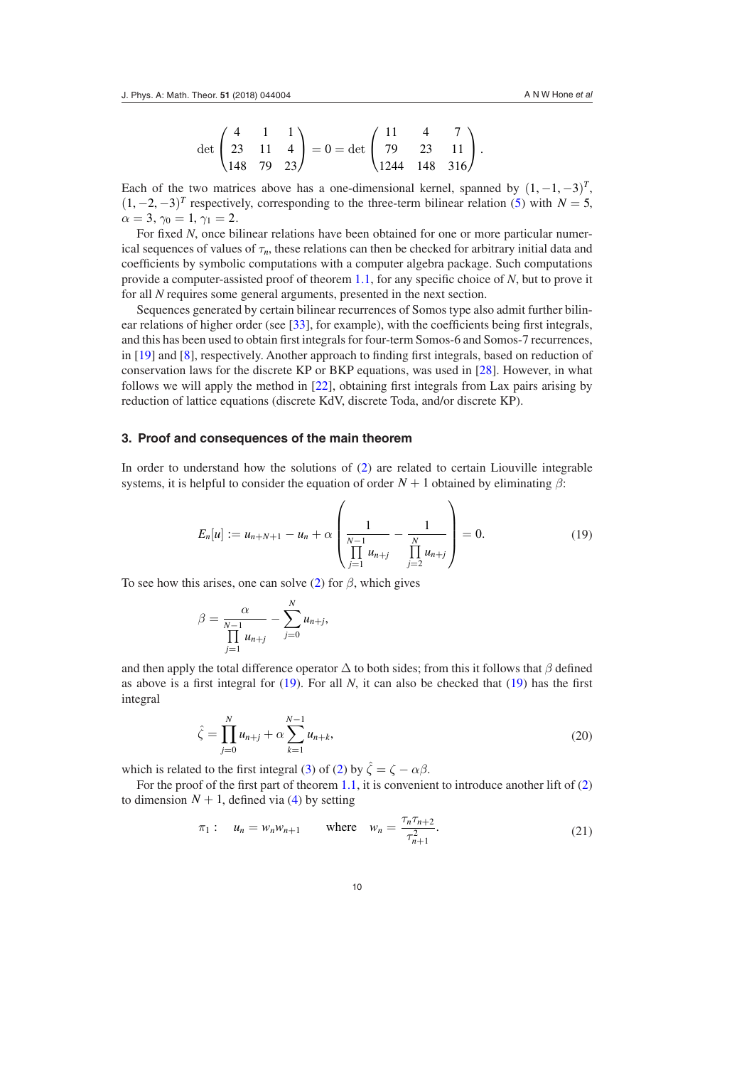$$
\det \begin{pmatrix} 4 & 1 & 1 \\ 23 & 11 & 4 \\ 148 & 79 & 23 \end{pmatrix} = 0 = \det \begin{pmatrix} 11 & 4 & 7 \\ 79 & 23 & 11 \\ 1244 & 148 & 316 \end{pmatrix}.
$$

Each of the two matrices above has a one-dimensional kernel, spanned by $(1, -1, -3)^T$, $(1, -2, -3)^T$ respectively, corresponding to the three-term bilinear relation (5) with $N = 5$, $\alpha = 3$, $\gamma_0 = 1$, $\gamma_1 = 2$.

For fixed $N$, once bilinear relations have been obtained for one or more particular numerical sequences of values of $\tau_n$, these relations can then be checked for arbitrary initial data and coefficients by symbolic computations with a computer algebra package. Such computations provide a computer-assisted proof of theorem 1.1, for any specific choice of $N$, but to prove it for all $N$ requires some general arguments, presented in the next section.

Sequences generated by certain bilinear recurrences of Somos type also admit further bilinear relations of higher order (see [33], for example), with the coefficients being first integrals, and this has been used to obtain first integrals for four-term Somos-6 and Somos-7 recurrences, in [19] and [8], respectively. Another approach to finding first integrals, based on reduction of conservation laws for the discrete KP or BKP equations, was used in [28]. However, in what follows we will apply the method in [22], obtaining first integrals from Lax pairs arising by reduction of lattice equations (discrete KdV, discrete Toda, and/or discrete KP).

## 3. Proof and consequences of the main theorem

In order to understand how the solutions of (2) are related to certain Liouville integrable systems, it is helpful to consider the equation of order $N + 1$ obtained by eliminating $\beta$:

$$
E_n[u] := u_{n+N+1} - u_n + \alpha \left( \frac{1}{\prod_{j=1}^{N-1} u_{n+j}} - \frac{1}{\prod_{j=2}^{N} u_{n+j}} \right) = 0. \tag{19}
$$

To see how this arises, one can solve (2) for $\beta$, which gives

$$
\beta = \frac{\alpha}{\prod_{j=1}^{N-1} u_{n+j}} - \sum_{j=0}^{N} u_{n+j},
$$

and then apply the total difference operator $\Delta$ to both sides; from this it follows that $\beta$ defined as above is a first integral for (19). For all $N$, it can also be checked that (19) has the first integral

$$
\hat{\zeta} = \prod_{j=0}^{N} u_{n+j} + \alpha \sum_{k=1}^{N-1} u_{n+k}, \tag{20}
$$

which is related to the first integral (3) of (2) by $\hat{\zeta} = \zeta - \alpha\beta$.

For the proof of the first part of theorem 1.1, it is convenient to introduce another lift of (2) to dimension $N + 1$, defined via (4) by setting

$$
\pi_1 : \quad u_n = w_n w_{n+1} \qquad \text{where} \quad w_n = \frac{\tau_n \tau_{n+2}}{\tau_{n+1}^2}. \tag{21}
$$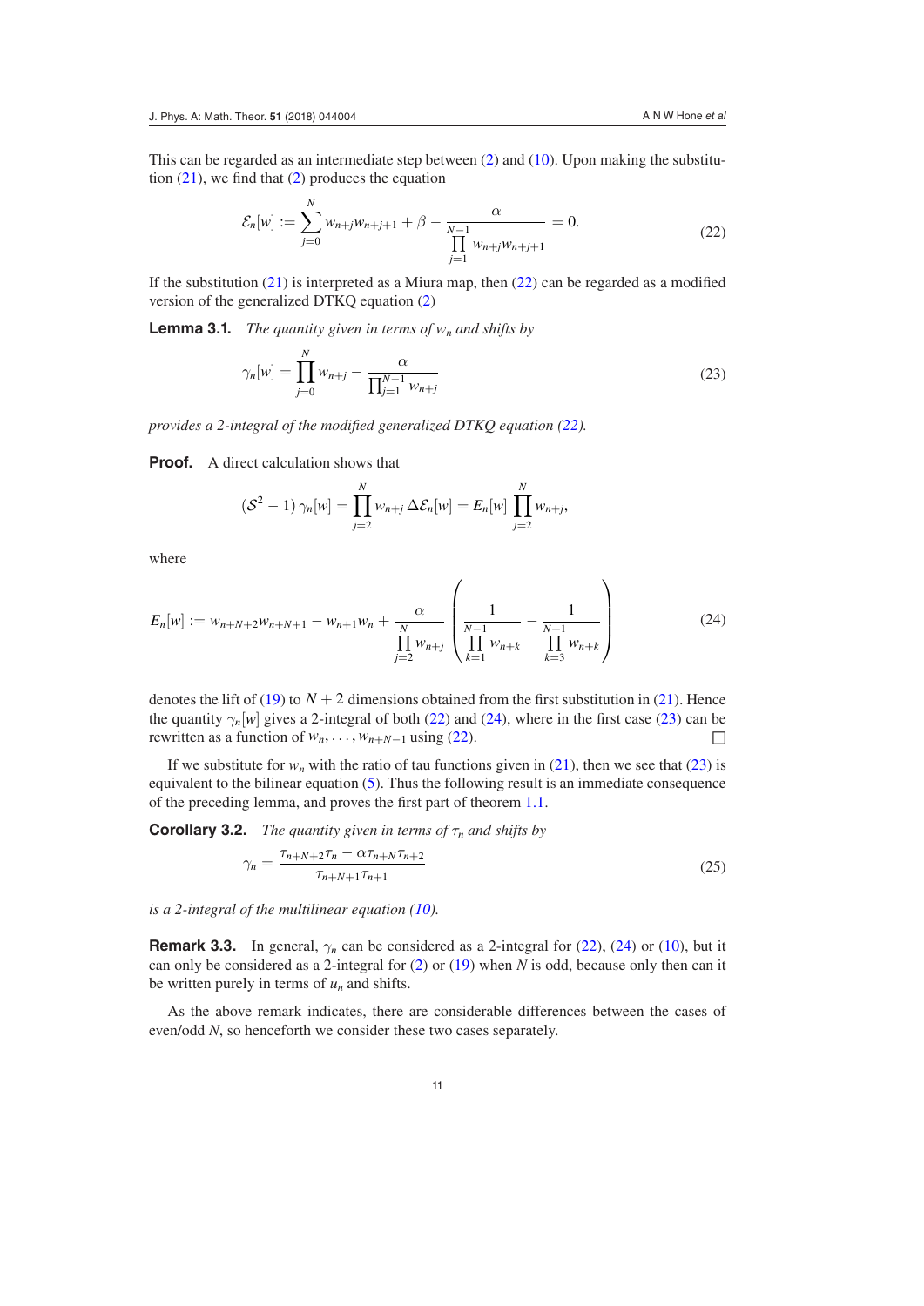This can be regarded as an intermediate step between (2) and (10). Upon making the substitution (21), we find that (2) produces the equation

$$\mathcal{E}_n[w] := \sum_{j=0}^{N} w_{n+j}w_{n+j+1} + \beta - \frac{\alpha}{\prod_{j=1}^{N-1} w_{n+j}w_{n+j+1}} = 0. \tag{22}$$

If the substitution (21) is interpreted as a Miura map, then (22) can be regarded as a modified version of the generalized DTKQ equation (2)

**Lemma 3.1.** *The quantity given in terms of $w_n$ and shifts by*

$$\gamma_n[w] = \prod_{j=0}^{N} w_{n+j} - \frac{\alpha}{\prod_{j=1}^{N-1} w_{n+j}} \tag{23}$$

*provides a 2-integral of the modified generalized DTKQ equation (22).*

**Proof.** A direct calculation shows that

$$(\mathcal{S}^2 - 1)\,\gamma_n[w] = \prod_{j=2}^{N} w_{n+j}\,\Delta\mathcal{E}_n[w] = E_n[w]\prod_{j=2}^{N} w_{n+j},$$

where

$$E_n[w] := w_{n+N+2}w_{n+N+1} - w_{n+1}w_n + \frac{\alpha}{\prod_{j=2}^{N} w_{n+j}}\left(\frac{1}{\prod_{k=1}^{N-1} w_{n+k}} - \frac{1}{\prod_{k=3}^{N+1} w_{n+k}}\right) \tag{24}$$

denotes the lift of (19) to $N+2$ dimensions obtained from the first substitution in (21). Hence the quantity $\gamma_n[w]$ gives a 2-integral of both (22) and (24), where in the first case (23) can be rewritten as a function of $w_n, \ldots, w_{n+N-1}$ using (22). □

If we substitute for $w_n$ with the ratio of tau functions given in (21), then we see that (23) is equivalent to the bilinear equation (5). Thus the following result is an immediate consequence of the preceding lemma, and proves the first part of theorem 1.1.

**Corollary 3.2.** *The quantity given in terms of $\tau_n$ and shifts by*

$$\gamma_n = \frac{\tau_{n+N+2}\tau_n - \alpha\tau_{n+N}\tau_{n+2}}{\tau_{n+N+1}\tau_{n+1}} \tag{25}$$

*is a 2-integral of the multilinear equation (10).*

**Remark 3.3.** In general, $\gamma_n$ can be considered as a 2-integral for (22), (24) or (10), but it can only be considered as a 2-integral for (2) or (19) when $N$ is odd, because only then can it be written purely in terms of $u_n$ and shifts.

As the above remark indicates, there are considerable differences between the cases of even/odd $N$, so henceforth we consider these two cases separately.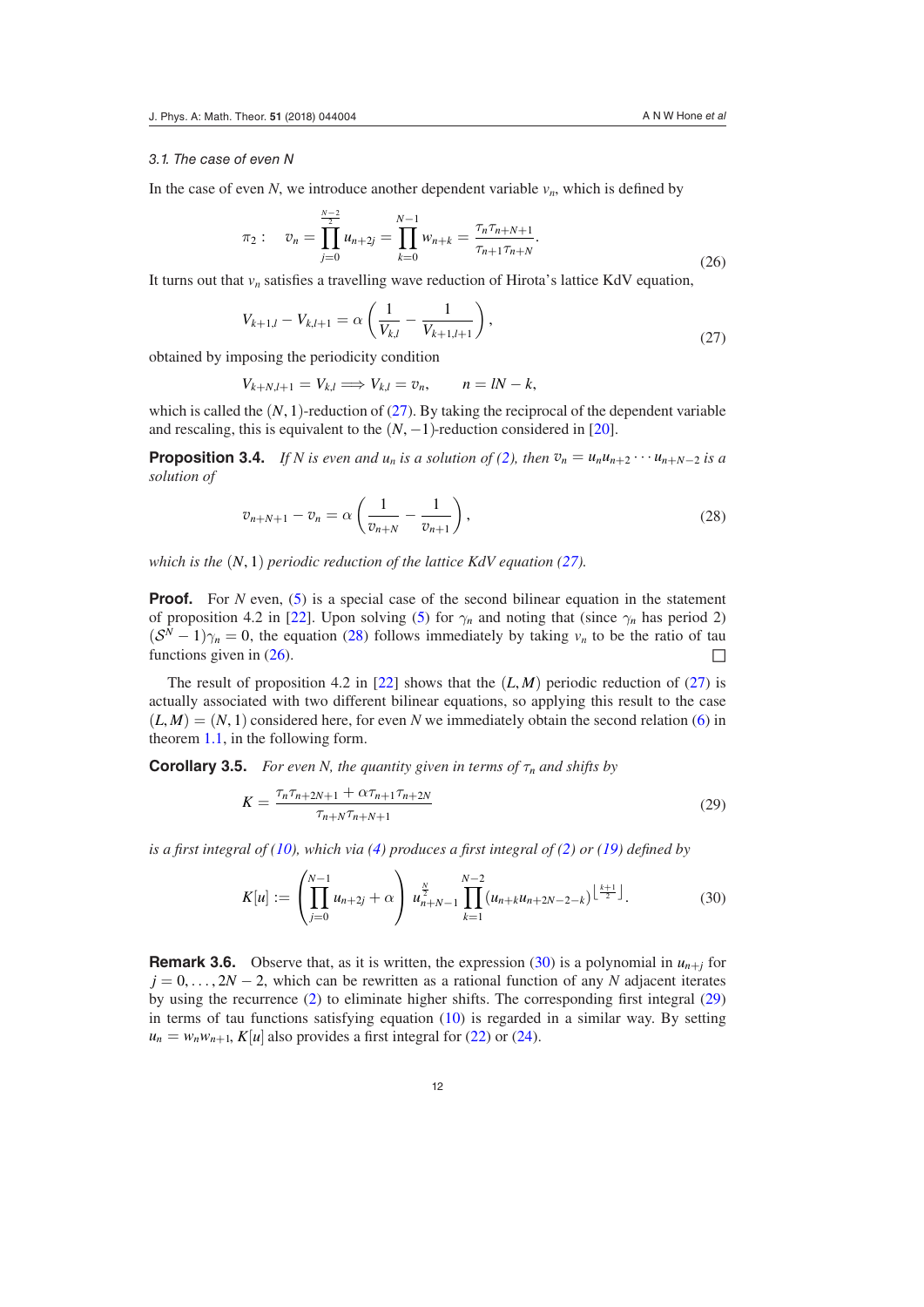### 3.1. The case of even N

In the case of even $N$, we introduce another dependent variable $v_n$, which is defined by

$$\pi_2: \quad v_n = \prod_{j=0}^{\frac{N-2}{2}} u_{n+2j} = \prod_{k=0}^{N-1} w_{n+k} = \frac{\tau_n \tau_{n+N+1}}{\tau_{n+1}\tau_{n+N}}. \tag{26}$$

It turns out that $v_n$ satisfies a travelling wave reduction of Hirota's lattice KdV equation,

$$V_{k+1,l} - V_{k,l+1} = \alpha \left( \frac{1}{V_{k,l}} - \frac{1}{V_{k+1,l+1}} \right), \tag{27}$$

obtained by imposing the periodicity condition

$$V_{k+N,l+1} = V_{k,l} \Longrightarrow V_{k,l} = v_n, \qquad n = lN - k,$$

which is called the $(N, 1)$-reduction of (27). By taking the reciprocal of the dependent variable and rescaling, this is equivalent to the $(N, -1)$-reduction considered in [20].

**Proposition 3.4.** *If $N$ is even and $u_n$ is a solution of (2), then $v_n = u_n u_{n+2} \cdots u_{n+N-2}$ is a solution of*

$$v_{n+N+1} - v_n = \alpha \left( \frac{1}{v_{n+N}} - \frac{1}{v_{n+1}} \right), \tag{28}$$

*which is the $(N, 1)$ periodic reduction of the lattice KdV equation (27).*

**Proof.** For $N$ even, (5) is a special case of the second bilinear equation in the statement of proposition 4.2 in [22]. Upon solving (5) for $\gamma_n$ and noting that (since $\gamma_n$ has period 2) $(\mathcal{S}^N - 1)\gamma_n = 0$, the equation (28) follows immediately by taking $v_n$ to be the ratio of tau functions given in (26). □

The result of proposition 4.2 in [22] shows that the $(L, M)$ periodic reduction of (27) is actually associated with two different bilinear equations, so applying this result to the case $(L, M) = (N, 1)$ considered here, for even $N$ we immediately obtain the second relation (6) in theorem 1.1, in the following form.

**Corollary 3.5.** *For even N, the quantity given in terms of $\tau_n$ and shifts by*

$$K = \frac{\tau_n \tau_{n+2N+1} + \alpha \tau_{n+1} \tau_{n+2N}}{\tau_{n+N} \tau_{n+N+1}} \tag{29}$$

*is a first integral of (10), which via (4) produces a first integral of (2) or (19) defined by*

$$K[u] := \left( \prod_{j=0}^{N-1} u_{n+2j} + \alpha \right) u_{n+N-1}^{\frac{N}{2}} \prod_{k=1}^{N-2} (u_{n+k} u_{n+2N-2-k})^{\lfloor \frac{k+1}{2} \rfloor}. \tag{30}$$

**Remark 3.6.** Observe that, as it is written, the expression (30) is a polynomial in $u_{n+j}$ for $j = 0, \ldots, 2N-2$, which can be rewritten as a rational function of any $N$ adjacent iterates by using the recurrence (2) to eliminate higher shifts. The corresponding first integral (29) in terms of tau functions satisfying equation (10) is regarded in a similar way. By setting $u_n = w_n w_{n+1}$, $K[u]$ also provides a first integral for (22) or (24).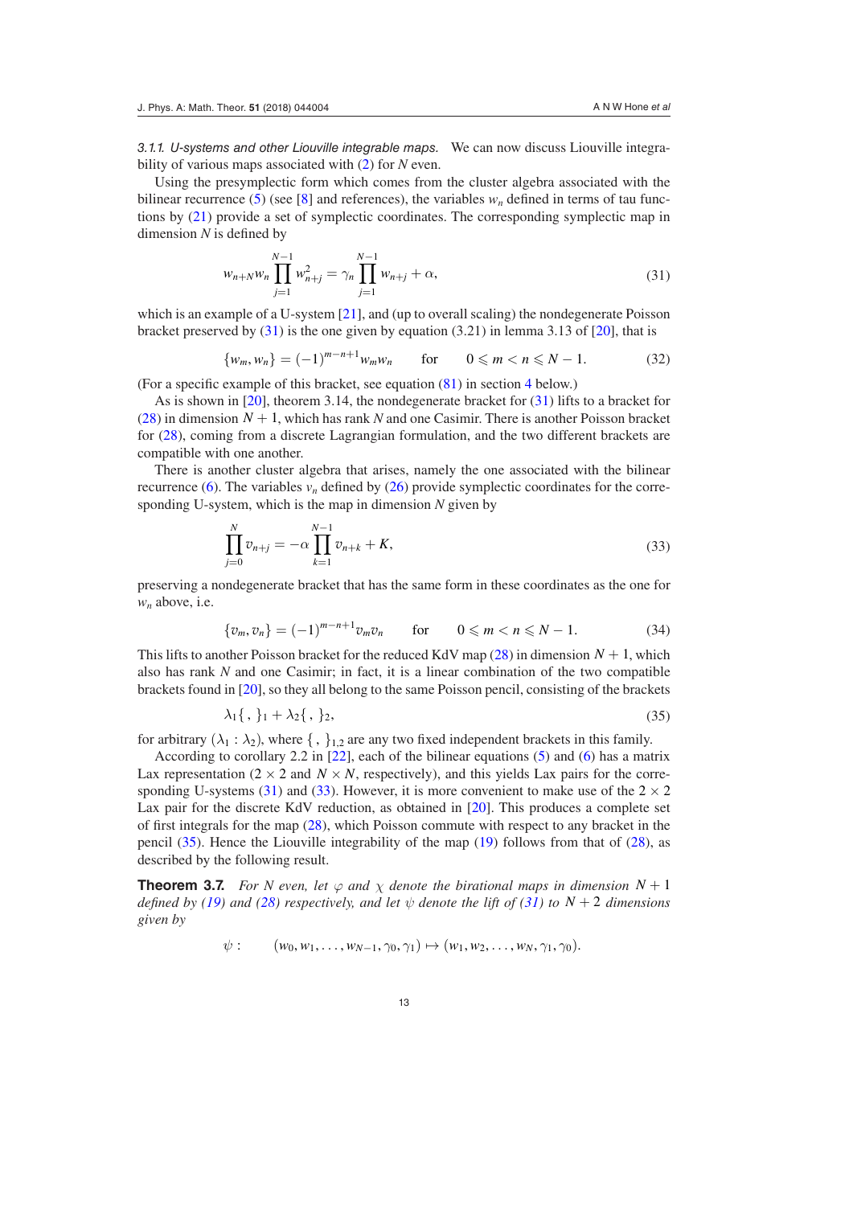#### 3.1.1. U-systems and other Liouville integrable maps.

We can now discuss Liouville integrability of various maps associated with (2) for $N$ even.

Using the presymplectic form which comes from the cluster algebra associated with the bilinear recurrence (5) (see [8] and references), the variables $w_n$ defined in terms of tau functions by (21) provide a set of symplectic coordinates. The corresponding symplectic map in dimension $N$ is defined by

$$w_{n+N}w_n \prod_{j=1}^{N-1} w_{n+j}^2 = \gamma_n \prod_{j=1}^{N-1} w_{n+j} + \alpha, \tag{31}$$

which is an example of a U-system [21], and (up to overall scaling) the nondegenerate Poisson bracket preserved by (31) is the one given by equation (3.21) in lemma 3.13 of [20], that is

$$\{w_m, w_n\} = (-1)^{m-n+1} w_m w_n \qquad \text{for} \qquad 0 \leqslant m < n \leqslant N-1. \tag{32}$$

(For a specific example of this bracket, see equation (81) in section 4 below.)

As is shown in [20], theorem 3.14, the nondegenerate bracket for (31) lifts to a bracket for (28) in dimension $N+1$, which has rank $N$ and one Casimir. There is another Poisson bracket for (28), coming from a discrete Lagrangian formulation, and the two different brackets are compatible with one another.

There is another cluster algebra that arises, namely the one associated with the bilinear recurrence (6). The variables $v_n$ defined by (26) provide symplectic coordinates for the corresponding U-system, which is the map in dimension $N$ given by

$$\prod_{j=0}^{N} v_{n+j} = -\alpha \prod_{k=1}^{N-1} v_{n+k} + K, \tag{33}$$

preserving a nondegenerate bracket that has the same form in these coordinates as the one for $w_n$ above, i.e.

$$\{v_m, v_n\} = (-1)^{m-n+1} v_m v_n \qquad \text{for} \qquad 0 \leqslant m < n \leqslant N-1. \tag{34}$$

This lifts to another Poisson bracket for the reduced KdV map (28) in dimension $N+1$, which also has rank $N$ and one Casimir; in fact, it is a linear combination of the two compatible brackets found in [20], so they all belong to the same Poisson pencil, consisting of the brackets

$$\lambda_1\{\,,\,\}_1 + \lambda_2\{\,,\,\}_2, \tag{35}$$

for arbitrary $(\lambda_1 : \lambda_2)$, where $\{\,,\,\}_{1,2}$ are any two fixed independent brackets in this family.

According to corollary 2.2 in [22], each of the bilinear equations (5) and (6) has a matrix Lax representation ($2\times 2$ and $N\times N$, respectively), and this yields Lax pairs for the corresponding U-systems (31) and (33). However, it is more convenient to make use of the $2\times 2$ Lax pair for the discrete KdV reduction, as obtained in [20]. This produces a complete set of first integrals for the map (28), which Poisson commute with respect to any bracket in the pencil (35). Hence the Liouville integrability of the map (19) follows from that of (28), as described by the following result.

**Theorem 3.7.** *For $N$ even, let $\varphi$ and $\chi$ denote the birational maps in dimension $N+1$ defined by (19) and (28) respectively, and let $\psi$ denote the lift of (31) to $N+2$ dimensions given by*

$$\psi: \qquad (w_0, w_1, \ldots, w_{N-1}, \gamma_0, \gamma_1) \mapsto (w_1, w_2, \ldots, w_N, \gamma_1, \gamma_0).$$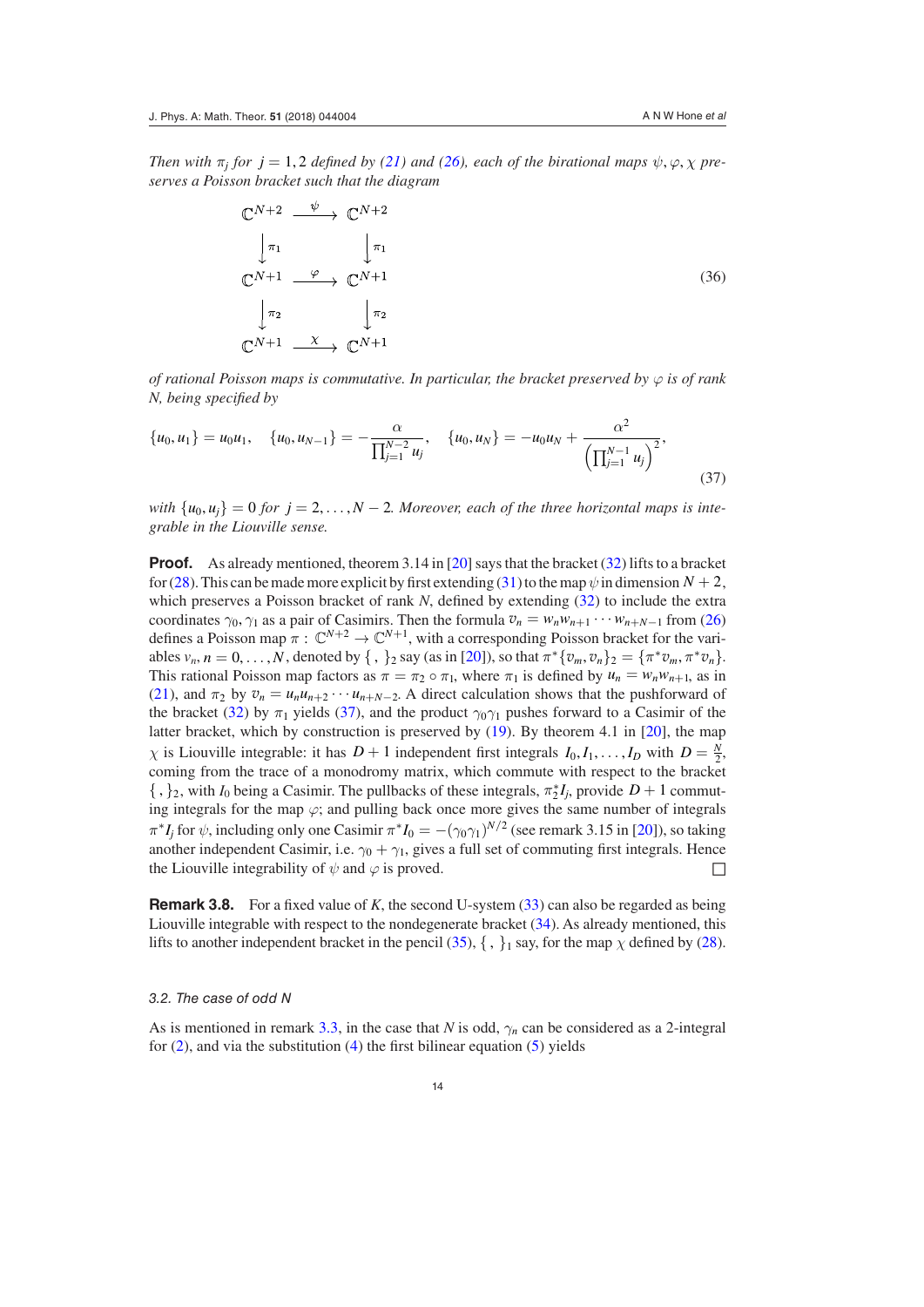*Then with $\pi_j$ for $j = 1, 2$ defined by (21) and (26), each of the birational maps $\psi, \varphi, \chi$ preserves a Poisson bracket such that the diagram*

$$
\begin{array}{ccc}
\mathbb{C}^{N+2} & \xrightarrow{\ \psi\ } & \mathbb{C}^{N+2} \\
\downarrow \pi_1 & & \downarrow \pi_1 \\
\mathbb{C}^{N+1} & \xrightarrow{\ \varphi\ } & \mathbb{C}^{N+1} \\
\downarrow \pi_2 & & \downarrow \pi_2 \\
\mathbb{C}^{N+1} & \xrightarrow{\ \chi\ } & \mathbb{C}^{N+1}
\end{array}
\tag{36}
$$

*of rational Poisson maps is commutative. In particular, the bracket preserved by $\varphi$ is of rank $N$, being specified by*

$$
\{u_0, u_1\} = u_0 u_1, \quad \{u_0, u_{N-1}\} = -\frac{\alpha}{\prod_{j=1}^{N-2} u_j}, \quad \{u_0, u_N\} = -u_0 u_N + \frac{\alpha^2}{\left(\prod_{j=1}^{N-1} u_j\right)^2},
\tag{37}
$$

*with $\{u_0, u_j\} = 0$ for $j = 2, \ldots, N-2$. Moreover, each of the three horizontal maps is integrable in the Liouville sense.*

**Proof.** As already mentioned, theorem 3.14 in [20] says that the bracket (32) lifts to a bracket for (28). This can be made more explicit by first extending (31) to the map $\psi$ in dimension $N+2$, which preserves a Poisson bracket of rank $N$, defined by extending (32) to include the extra coordinates $\gamma_0, \gamma_1$ as a pair of Casimirs. Then the formula $v_n = w_n w_{n+1} \cdots w_{n+N-1}$ from (26) defines a Poisson map $\pi : \mathbb{C}^{N+2} \to \mathbb{C}^{N+1}$, with a corresponding Poisson bracket for the variables $v_n, n = 0, \ldots, N$, denoted by $\{\,,\,\}_2$ say (as in [20]), so that $\pi^*\{v_m, v_n\}_2 = \{\pi^* v_m, \pi^* v_n\}$. This rational Poisson map factors as $\pi = \pi_2 \circ \pi_1$, where $\pi_1$ is defined by $u_n = w_n w_{n+1}$, as in (21), and $\pi_2$ by $v_n = u_n u_{n+2} \cdots u_{n+N-2}$. A direct calculation shows that the pushforward of the bracket (32) by $\pi_1$ yields (37), and the product $\gamma_0 \gamma_1$ pushes forward to a Casimir of the latter bracket, which by construction is preserved by (19). By theorem 4.1 in [20], the map $\chi$ is Liouville integrable: it has $D+1$ independent first integrals $I_0, I_1, \ldots, I_D$ with $D = \frac{N}{2}$, coming from the trace of a monodromy matrix, which commute with respect to the bracket $\{\,,\,\}_2$, with $I_0$ being a Casimir. The pullbacks of these integrals, $\pi_2^* I_j$, provide $D+1$ commuting integrals for the map $\varphi$; and pulling back once more gives the same number of integrals $\pi^* I_j$ for $\psi$, including only one Casimir $\pi^* I_0 = -(\gamma_0 \gamma_1)^{N/2}$ (see remark 3.15 in [20]), so taking another independent Casimir, i.e. $\gamma_0 + \gamma_1$, gives a full set of commuting first integrals. Hence the Liouville integrability of $\psi$ and $\varphi$ is proved. □

**Remark 3.8.** For a fixed value of $K$, the second U-system (33) can also be regarded as being Liouville integrable with respect to the nondegenerate bracket (34). As already mentioned, this lifts to another independent bracket in the pencil (35), $\{\,,\,\}_1$ say, for the map $\chi$ defined by (28).

### *3.2. The case of odd N*

As is mentioned in remark 3.3, in the case that $N$ is odd, $\gamma_n$ can be considered as a 2-integral for (2), and via the substitution (4) the first bilinear equation (5) yields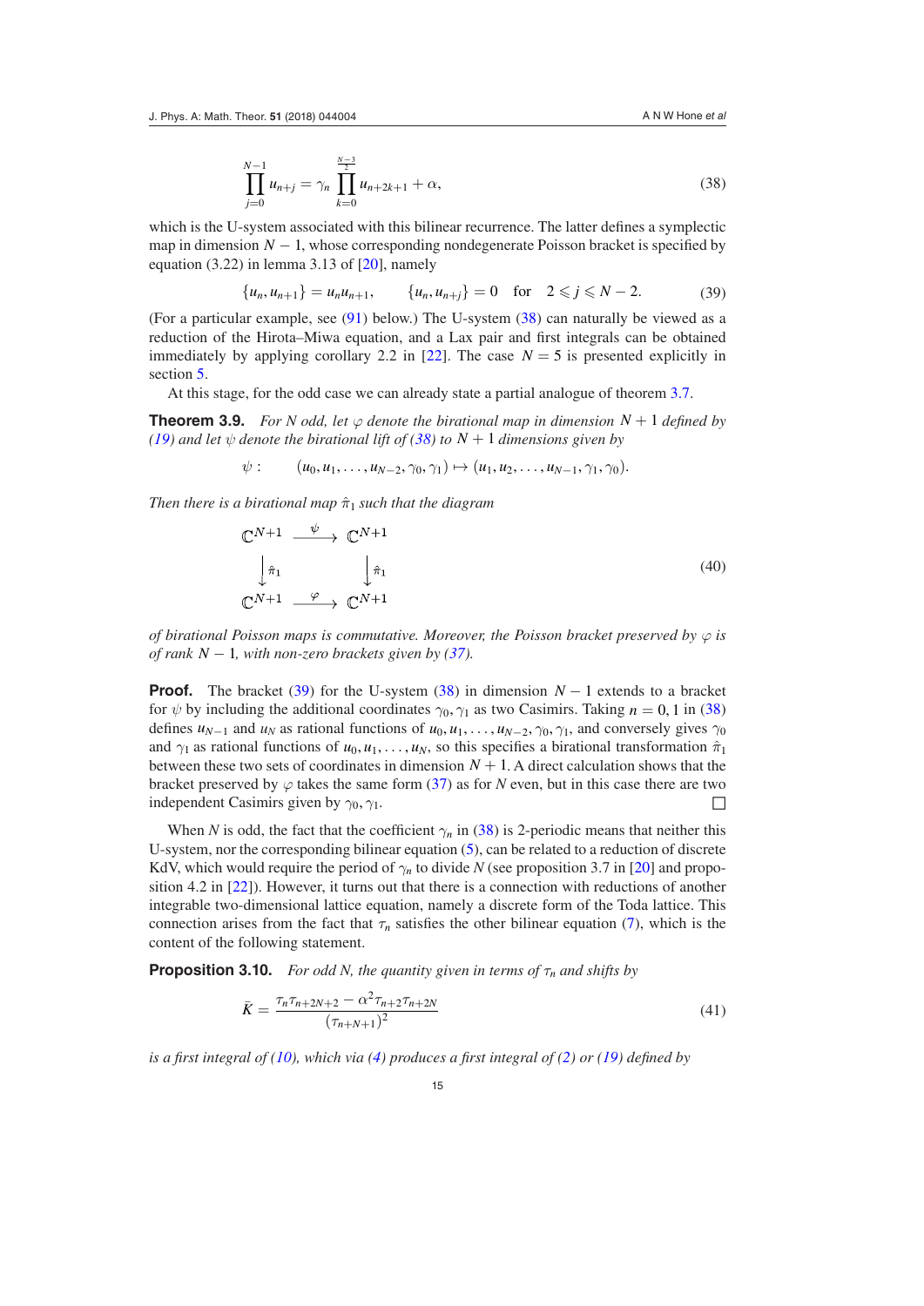$$\prod_{j=0}^{N-1} u_{n+j} = \gamma_n \prod_{k=0}^{\frac{N-3}{2}} u_{n+2k+1} + \alpha, \tag{38}$$

which is the U-system associated with this bilinear recurrence. The latter defines a symplectic map in dimension $N-1$, whose corresponding nondegenerate Poisson bracket is specified by equation (3.22) in lemma 3.13 of [20], namely

$$\{u_n, u_{n+1}\} = u_n u_{n+1}, \qquad \{u_n, u_{n+j}\} = 0 \quad \text{for} \quad 2 \leqslant j \leqslant N-2. \tag{39}$$

(For a particular example, see (91) below.) The U-system (38) can naturally be viewed as a reduction of the Hirota–Miwa equation, and a Lax pair and first integrals can be obtained immediately by applying corollary 2.2 in [22]. The case $N=5$ is presented explicitly in section 5.

At this stage, for the odd case we can already state a partial analogue of theorem 3.7.

**Theorem 3.9.** *For $N$ odd, let $\varphi$ denote the birational map in dimension $N+1$ defined by (19) and let $\psi$ denote the birational lift of (38) to $N+1$ dimensions given by*

$$\psi: \qquad (u_0, u_1, \ldots, u_{N-2}, \gamma_0, \gamma_1) \mapsto (u_1, u_2, \ldots, u_{N-1}, \gamma_1, \gamma_0).$$

*Then there is a birational map $\hat{\pi}_1$ such that the diagram*

$$\begin{array}{ccc}
\mathbb{C}^{N+1} & \xrightarrow{\ \psi\ } & \mathbb{C}^{N+1} \\
\big\downarrow \hat{\pi}_1 & & \big\downarrow \hat{\pi}_1 \\
\mathbb{C}^{N+1} & \xrightarrow{\ \varphi\ } & \mathbb{C}^{N+1}
\end{array} \tag{40}$$

*of birational Poisson maps is commutative. Moreover, the Poisson bracket preserved by $\varphi$ is of rank $N-1$, with non-zero brackets given by (37).*

**Proof.** The bracket (39) for the U-system (38) in dimension $N-1$ extends to a bracket for $\psi$ by including the additional coordinates $\gamma_0, \gamma_1$ as two Casimirs. Taking $n=0,1$ in (38) defines $u_{N-1}$ and $u_N$ as rational functions of $u_0, u_1, \ldots, u_{N-2}, \gamma_0, \gamma_1$, and conversely gives $\gamma_0$ and $\gamma_1$ as rational functions of $u_0, u_1, \ldots, u_N$, so this specifies a birational transformation $\hat{\pi}_1$ between these two sets of coordinates in dimension $N+1$. A direct calculation shows that the bracket preserved by $\varphi$ takes the same form (37) as for $N$ even, but in this case there are two independent Casimirs given by $\gamma_0, \gamma_1$. □

When $N$ is odd, the fact that the coefficient $\gamma_n$ in (38) is 2-periodic means that neither this U-system, nor the corresponding bilinear equation (5), can be related to a reduction of discrete KdV, which would require the period of $\gamma_n$ to divide $N$ (see proposition 3.7 in [20] and proposition 4.2 in [22]). However, it turns out that there is a connection with reductions of another integrable two-dimensional lattice equation, namely a discrete form of the Toda lattice. This connection arises from the fact that $\tau_n$ satisfies the other bilinear equation (7), which is the content of the following statement.

**Proposition 3.10.** *For odd $N$, the quantity given in terms of $\tau_n$ and shifts by*

$$\bar{K} = \frac{\tau_n \tau_{n+2N+2} - \alpha^2 \tau_{n+2} \tau_{n+2N}}{(\tau_{n+N+1})^2} \tag{41}$$

*is a first integral of (10), which via (4) produces a first integral of (2) or (19) defined by*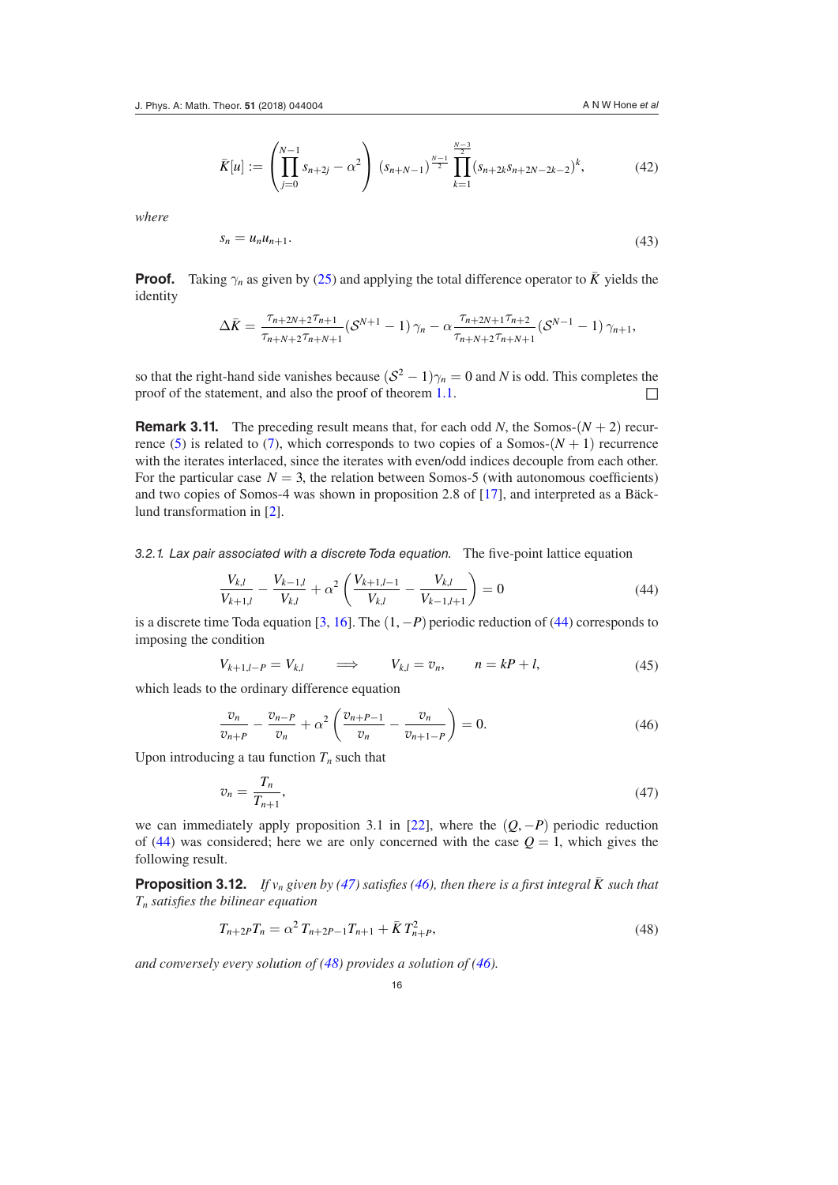$$\bar{K}[u] := \left( \prod_{j=0}^{N-1} s_{n+2j} - \alpha^2 \right) \, (s_{n+N-1})^{\frac{N-1}{2}} \prod_{k=1}^{\frac{N-3}{2}} (s_{n+2k} s_{n+2N-2k-2})^k, \tag{42}$$

*where*

$$s_n = u_n u_{n+1}. \tag{43}$$

**Proof.** Taking $\gamma_n$ as given by (25) and applying the total difference operator to $\bar{K}$ yields the identity

$$\Delta \bar{K} = \frac{\tau_{n+2N+2}\tau_{n+1}}{\tau_{n+N+2}\tau_{n+N+1}} (\mathcal{S}^{N+1} - 1)\,\gamma_n - \alpha \frac{\tau_{n+2N+1}\tau_{n+2}}{\tau_{n+N+2}\tau_{n+N+1}} (\mathcal{S}^{N-1} - 1)\,\gamma_{n+1},$$

so that the right-hand side vanishes because $(\mathcal{S}^2 - 1)\gamma_n = 0$ and $N$ is odd. This completes the proof of the statement, and also the proof of theorem 1.1. $\square$

**Remark 3.11.** The preceding result means that, for each odd $N$, the Somos-$(N+2)$ recurrence (5) is related to (7), which corresponds to two copies of a Somos-$(N+1)$ recurrence with the iterates interlaced, since the iterates with even/odd indices decouple from each other. For the particular case $N = 3$, the relation between Somos-5 (with autonomous coefficients) and two copies of Somos-4 was shown in proposition 2.8 of [17], and interpreted as a Bäcklund transformation in [2].

*3.2.1. Lax pair associated with a discrete Toda equation.* The five-point lattice equation

$$\frac{V_{k,l}}{V_{k+1,l}} - \frac{V_{k-1,l}}{V_{k,l}} + \alpha^2 \left( \frac{V_{k+1,l-1}}{V_{k,l}} - \frac{V_{k,l}}{V_{k-1,l+1}} \right) = 0 \tag{44}$$

is a discrete time Toda equation [3, 16]. The $(1, -P)$ periodic reduction of (44) corresponds to imposing the condition

$$V_{k+1,l-P} = V_{k,l} \qquad \Longrightarrow \qquad V_{k,l} = v_n, \qquad n = kP + l, \tag{45}$$

which leads to the ordinary difference equation

$$\frac{v_n}{v_{n+P}} - \frac{v_{n-P}}{v_n} + \alpha^2 \left( \frac{v_{n+P-1}}{v_n} - \frac{v_n}{v_{n+1-P}} \right) = 0. \tag{46}$$

Upon introducing a tau function $T_n$ such that

$$v_n = \frac{T_n}{T_{n+1}}, \tag{47}$$

we can immediately apply proposition 3.1 in [22], where the $(Q, -P)$ periodic reduction of (44) was considered; here we are only concerned with the case $Q = 1$, which gives the following result.

**Proposition 3.12.** *If $v_n$ given by (47) satisfies (46), then there is a first integral $\bar{K}$ such that $T_n$ satisfies the bilinear equation*

$$T_{n+2P}T_n = \alpha^2\, T_{n+2P-1}T_{n+1} + \bar{K}\, T_{n+P}^2, \tag{48}$$

*and conversely every solution of (48) provides a solution of (46).*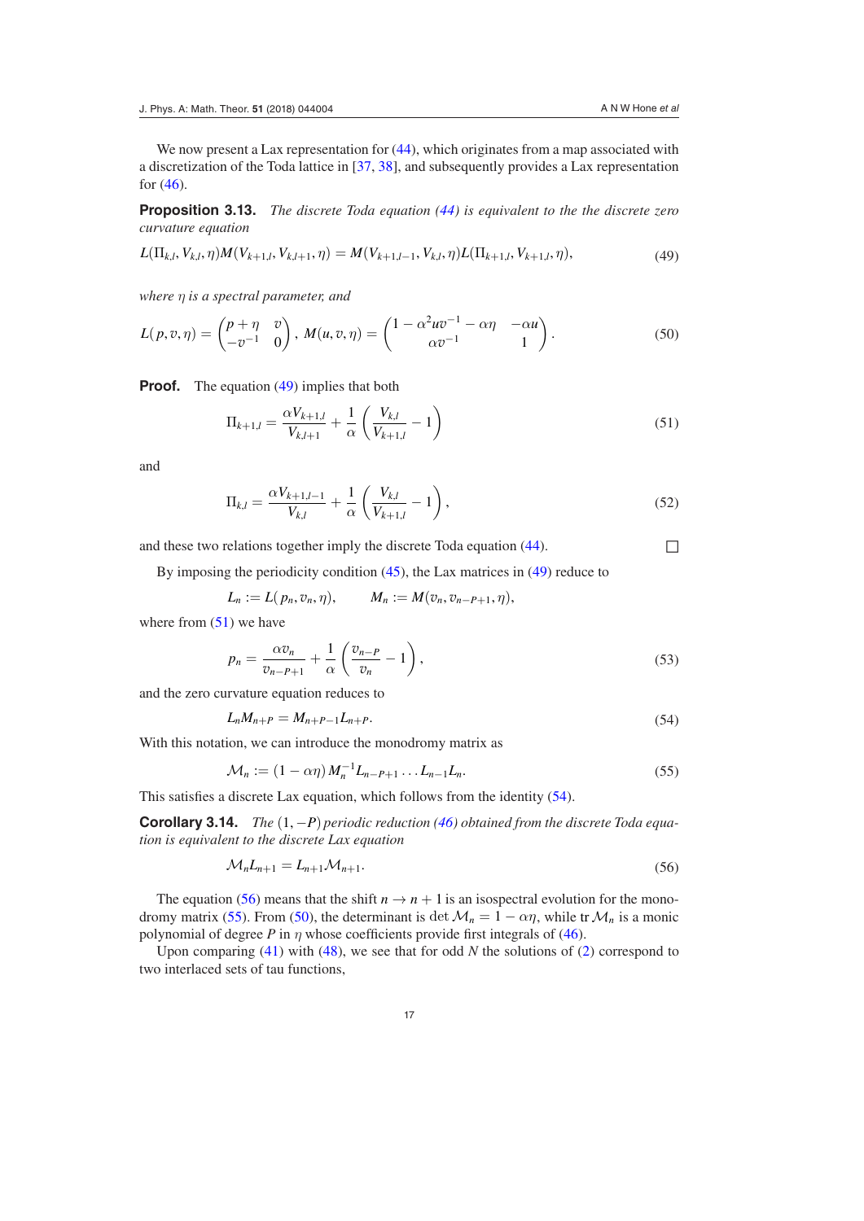We now present a Lax representation for (44), which originates from a map associated with a discretization of the Toda lattice in [37, 38], and subsequently provides a Lax representation for (46).

**Proposition 3.13.** *The discrete Toda equation (44) is equivalent to the the discrete zero curvature equation*

$$L(\Pi_{k,l}, V_{k,l}, \eta) M(V_{k+1,l}, V_{k,l+1}, \eta) = M(V_{k+1,l-1}, V_{k,l}, \eta) L(\Pi_{k+1,l}, V_{k+1,l}, \eta), \tag{49}$$

*where $\eta$ is a spectral parameter, and*

$$L(p, v, \eta) = \begin{pmatrix} p+\eta & v \\ -v^{-1} & 0 \end{pmatrix}, \; M(u, v, \eta) = \begin{pmatrix} 1-\alpha^2 u v^{-1} - \alpha\eta & -\alpha u \\ \alpha v^{-1} & 1 \end{pmatrix}. \tag{50}$$

**Proof.** The equation (49) implies that both

$$\Pi_{k+1,l} = \frac{\alpha V_{k+1,l}}{V_{k,l+1}} + \frac{1}{\alpha}\left(\frac{V_{k,l}}{V_{k+1,l}} - 1\right) \tag{51}$$

and

$$\Pi_{k,l} = \frac{\alpha V_{k+1,l-1}}{V_{k,l}} + \frac{1}{\alpha}\left(\frac{V_{k,l}}{V_{k+1,l}} - 1\right), \tag{52}$$

and these two relations together imply the discrete Toda equation (44). □

By imposing the periodicity condition (45), the Lax matrices in (49) reduce to

$$L_n := L(p_n, v_n, \eta), \qquad M_n := M(v_n, v_{n-P+1}, \eta),$$

where from (51) we have

$$p_n = \frac{\alpha v_n}{v_{n-P+1}} + \frac{1}{\alpha}\left(\frac{v_{n-P}}{v_n} - 1\right), \tag{53}$$

and the zero curvature equation reduces to

$$L_n M_{n+P} = M_{n+P-1} L_{n+P}. \tag{54}$$

With this notation, we can introduce the monodromy matrix as

$$\mathcal{M}_n := (1-\alpha\eta)\, M_n^{-1} L_{n-P+1} \dots L_{n-1} L_n. \tag{55}$$

This satisfies a discrete Lax equation, which follows from the identity (54).

**Corollary 3.14.** *The $(1, -P)$ periodic reduction (46) obtained from the discrete Toda equation is equivalent to the discrete Lax equation*

$$\mathcal{M}_n L_{n+1} = L_{n+1} \mathcal{M}_{n+1}. \tag{56}$$

The equation (56) means that the shift $n \to n+1$ is an isospectral evolution for the monodromy matrix (55). From (50), the determinant is $\det \mathcal{M}_n = 1 - \alpha\eta$, while $\operatorname{tr} \mathcal{M}_n$ is a monic polynomial of degree $P$ in $\eta$ whose coefficients provide first integrals of (46).

Upon comparing (41) with (48), we see that for odd $N$ the solutions of (2) correspond to two interlaced sets of tau functions,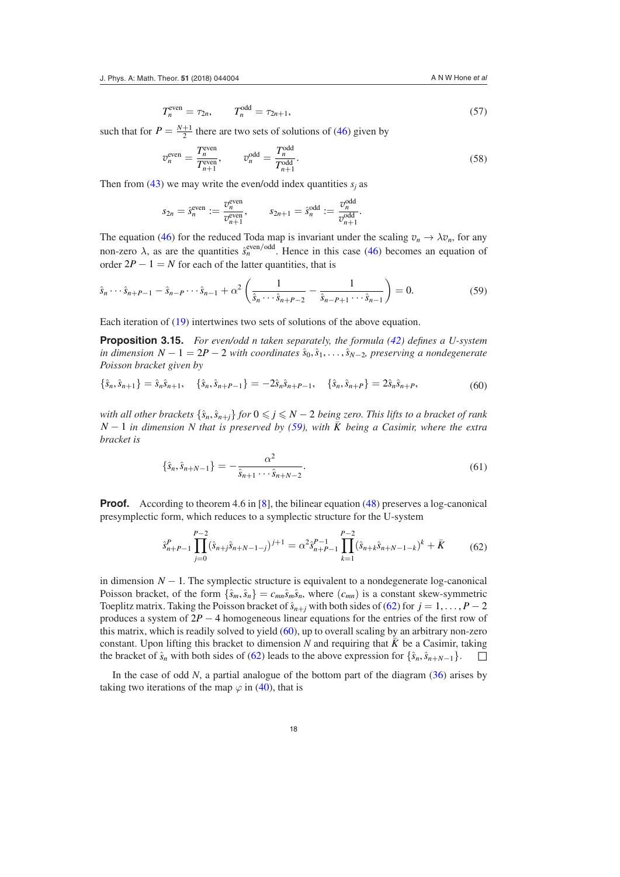$$T_n^{\text{even}} = \tau_{2n}, \qquad T_n^{\text{odd}} = \tau_{2n+1}, \tag{57}$$

such that for $P = \frac{N+1}{2}$ there are two sets of solutions of (46) given by

$$v_n^{\text{even}} = \frac{T_n^{\text{even}}}{T_{n+1}^{\text{even}}}, \qquad v_n^{\text{odd}} = \frac{T_n^{\text{odd}}}{T_{n+1}^{\text{odd}}}. \tag{58}$$

Then from (43) we may write the even/odd index quantities $s_j$ as

$$s_{2n} = \hat{s}_n^{\text{even}} := \frac{v_n^{\text{even}}}{v_{n+1}^{\text{even}}}, \qquad s_{2n+1} = \hat{s}_n^{\text{odd}} := \frac{v_n^{\text{odd}}}{v_{n+1}^{\text{odd}}}.$$

The equation (46) for the reduced Toda map is invariant under the scaling $v_n \to \lambda v_n$, for any non-zero $\lambda$, as are the quantities $\hat{s}_n^{\text{even/odd}}$. Hence in this case (46) becomes an equation of order $2P - 1 = N$ for each of the latter quantities, that is

$$\hat{s}_n \cdots \hat{s}_{n+P-1} - \hat{s}_{n-P} \cdots \hat{s}_{n-1} + \alpha^2 \left( \frac{1}{\hat{s}_n \cdots \hat{s}_{n+P-2}} - \frac{1}{\hat{s}_{n-P+1} \cdots \hat{s}_{n-1}} \right) = 0. \tag{59}$$

Each iteration of (19) intertwines two sets of solutions of the above equation.

**Proposition 3.15.** *For even/odd $n$ taken separately, the formula (42) defines a U-system in dimension $N - 1 = 2P - 2$ with coordinates $\hat{s}_0, \hat{s}_1, \ldots, \hat{s}_{N-2}$, preserving a nondegenerate Poisson bracket given by*

$$\{\hat{s}_n, \hat{s}_{n+1}\} = \hat{s}_n \hat{s}_{n+1}, \quad \{\hat{s}_n, \hat{s}_{n+P-1}\} = -2\hat{s}_n \hat{s}_{n+P-1}, \quad \{\hat{s}_n, \hat{s}_{n+P}\} = 2\hat{s}_n \hat{s}_{n+P}, \tag{60}$$

*with all other brackets $\{\hat{s}_n, \hat{s}_{n+j}\}$ for $0 \leqslant j \leqslant N-2$ being zero. This lifts to a bracket of rank $N-1$ in dimension $N$ that is preserved by (59), with $\bar{K}$ being a Casimir, where the extra bracket is*

$$\{\hat{s}_n, \hat{s}_{n+N-1}\} = -\frac{\alpha^2}{\hat{s}_{n+1} \cdots \hat{s}_{n+N-2}}. \tag{61}$$

**Proof.** According to theorem 4.6 in [8], the bilinear equation (48) preserves a log-canonical presymplectic form, which reduces to a symplectic structure for the U-system

$$\hat{s}_{n+P-1}^P \prod_{j=0}^{P-2} (\hat{s}_{n+j} \hat{s}_{n+N-1-j})^{j+1} = \alpha^2 \hat{s}_{n+P-1}^{P-1} \prod_{k=1}^{P-2} (\hat{s}_{n+k} \hat{s}_{n+N-1-k})^k + \bar{K} \tag{62}$$

in dimension $N - 1$. The symplectic structure is equivalent to a nondegenerate log-canonical Poisson bracket, of the form $\{\hat{s}_m, \hat{s}_n\} = c_{mn} \hat{s}_m \hat{s}_n$, where $(c_{mn})$ is a constant skew-symmetric Toeplitz matrix. Taking the Poisson bracket of $\hat{s}_{n+j}$ with both sides of (62) for $j = 1, \ldots, P-2$ produces a system of $2P - 4$ homogeneous linear equations for the entries of the first row of this matrix, which is readily solved to yield (60), up to overall scaling by an arbitrary non-zero constant. Upon lifting this bracket to dimension $N$ and requiring that $\bar{K}$ be a Casimir, taking the bracket of $\hat{s}_n$ with both sides of (62) leads to the above expression for $\{\hat{s}_n, \hat{s}_{n+N-1}\}$. $\square$

In the case of odd $N$, a partial analogue of the bottom part of the diagram (36) arises by taking two iterations of the map $\varphi$ in (40), that is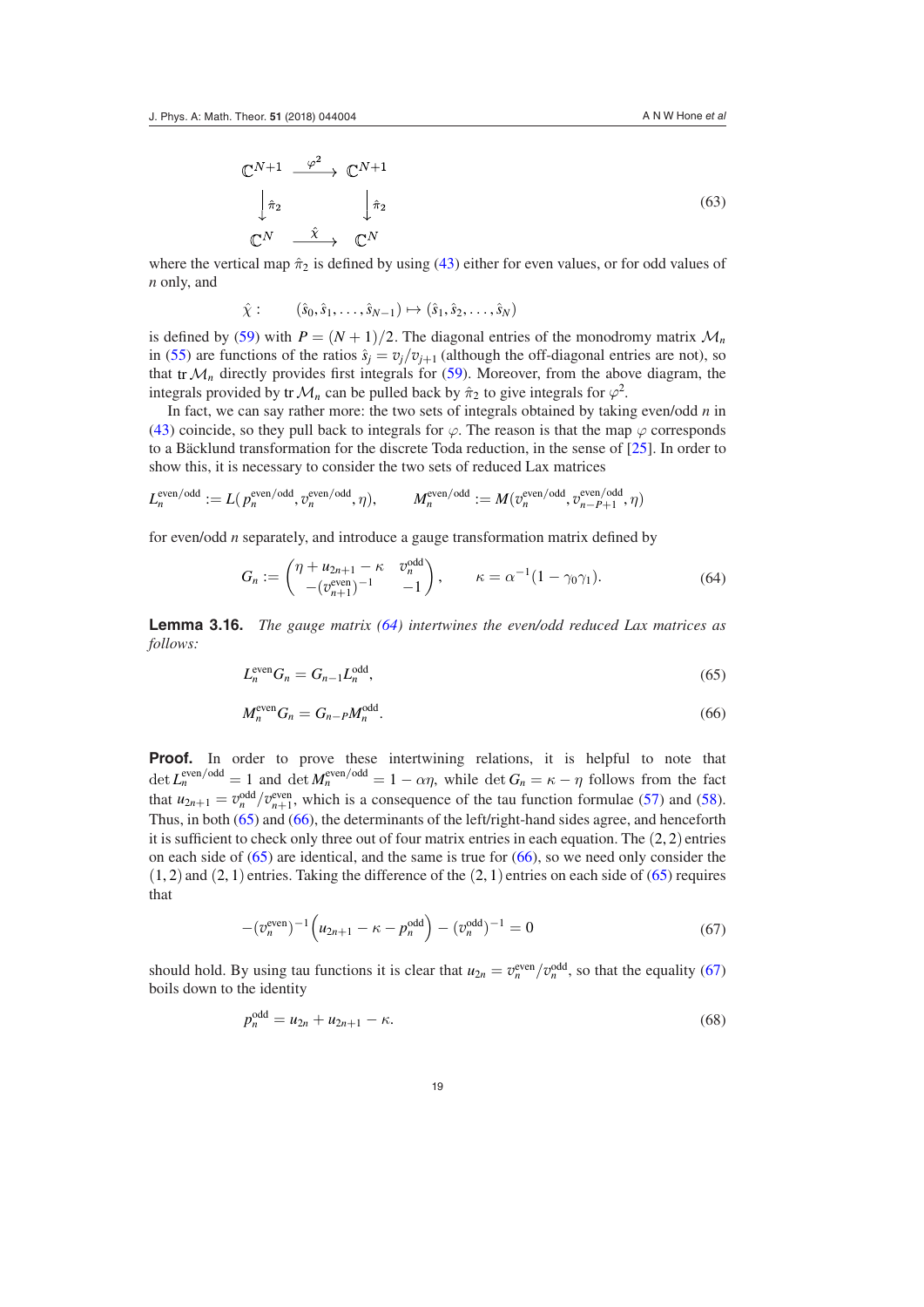$$
\begin{array}{ccc}
\mathbb{C}^{N+1} & \xrightarrow{\varphi^2} & \mathbb{C}^{N+1} \\
\big\downarrow \hat{\pi}_2 & & \big\downarrow \hat{\pi}_2 \\
\mathbb{C}^{N} & \xrightarrow{\hat{\chi}} & \mathbb{C}^{N}
\end{array}
\tag{63}
$$

where the vertical map $\hat{\pi}_2$ is defined by using (43) either for even values, or for odd values of $n$ only, and

$$
\hat{\chi}: \qquad (\hat{s}_0, \hat{s}_1, \ldots, \hat{s}_{N-1}) \mapsto (\hat{s}_1, \hat{s}_2, \ldots, \hat{s}_N)
$$

is defined by (59) with $P = (N+1)/2$. The diagonal entries of the monodromy matrix $\mathcal{M}_n$ in (55) are functions of the ratios $\hat{s}_j = v_j/v_{j+1}$ (although the off-diagonal entries are not), so that $\operatorname{tr}\mathcal{M}_n$ directly provides first integrals for (59). Moreover, from the above diagram, the integrals provided by $\operatorname{tr}\mathcal{M}_n$ can be pulled back by $\hat{\pi}_2$ to give integrals for $\varphi^2$.

In fact, we can say rather more: the two sets of integrals obtained by taking even/odd $n$ in (43) coincide, so they pull back to integrals for $\varphi$. The reason is that the map $\varphi$ corresponds to a Bäcklund transformation for the discrete Toda reduction, in the sense of [25]. In order to show this, it is necessary to consider the two sets of reduced Lax matrices

$$
L_n^{\text{even/odd}} := L(p_n^{\text{even/odd}}, v_n^{\text{even/odd}}, \eta), \qquad M_n^{\text{even/odd}} := M(v_n^{\text{even/odd}}, v_{n-P+1}^{\text{even/odd}}, \eta)
$$

for even/odd $n$ separately, and introduce a gauge transformation matrix defined by

$$
G_n := \begin{pmatrix} \eta + u_{2n+1} - \kappa & v_n^{\text{odd}} \\ -(v_{n+1}^{\text{even}})^{-1} & -1 \end{pmatrix}, \qquad \kappa = \alpha^{-1}(1 - \gamma_0\gamma_1). \tag{64}
$$

**Lemma 3.16.** *The gauge matrix (64) intertwines the even/odd reduced Lax matrices as follows:*

$$
L_n^{\text{even}} G_n = G_{n-1} L_n^{\text{odd}}, \tag{65}
$$

$$
M_n^{\text{even}} G_n = G_{n-P} M_n^{\text{odd}}. \tag{66}
$$

**Proof.** In order to prove these intertwining relations, it is helpful to note that $\det L_n^{\text{even/odd}} = 1$ and $\det M_n^{\text{even/odd}} = 1 - \alpha\eta$, while $\det G_n = \kappa - \eta$ follows from the fact that $u_{2n+1} = v_n^{\text{odd}}/v_{n+1}^{\text{even}}$, which is a consequence of the tau function formulae (57) and (58). Thus, in both (65) and (66), the determinants of the left/right-hand sides agree, and henceforth it is sufficient to check only three out of four matrix entries in each equation. The $(2,2)$ entries on each side of (65) are identical, and the same is true for (66), so we need only consider the $(1,2)$ and $(2,1)$ entries. Taking the difference of the $(2,1)$ entries on each side of (65) requires that

$$
-(v_n^{\text{even}})^{-1}\left(u_{2n+1} - \kappa - p_n^{\text{odd}}\right) - (v_n^{\text{odd}})^{-1} = 0 \tag{67}
$$

should hold. By using tau functions it is clear that $u_{2n} = v_n^{\text{even}}/v_n^{\text{odd}}$, so that the equality (67) boils down to the identity

$$
p_n^{\text{odd}} = u_{2n} + u_{2n+1} - \kappa. \tag{68}
$$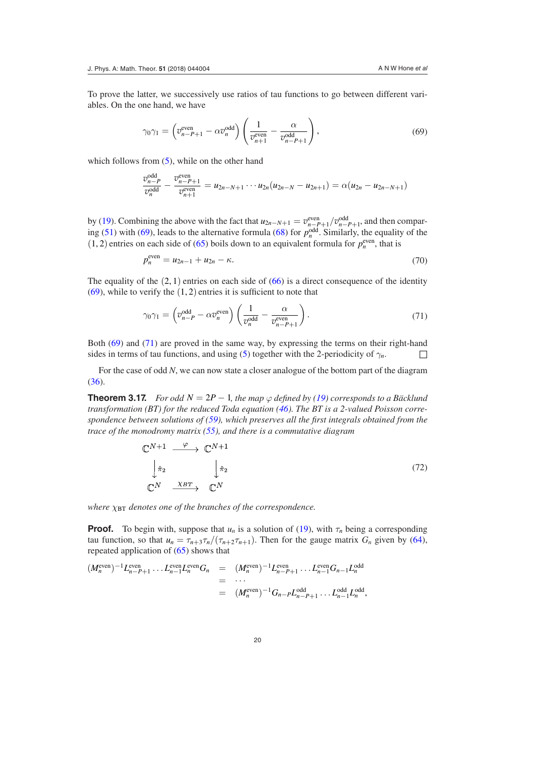To prove the latter, we successively use ratios of tau functions to go between different variables. On the one hand, we have

$$\gamma_0\gamma_1 = \left(v^{\rm even}_{n-P+1} - \alpha v^{\rm odd}_n\right)\left(\frac{1}{v^{\rm even}_{n+1}} - \frac{\alpha}{v^{\rm odd}_{n-P+1}}\right), \tag{69}$$

which follows from (5), while on the other hand

$$\frac{v^{\rm odd}_{n-P}}{v^{\rm odd}_n} - \frac{v^{\rm even}_{n-P+1}}{v^{\rm even}_{n+1}} = u_{2n-N+1}\cdots u_{2n}(u_{2n-N} - u_{2n+1}) = \alpha(u_{2n} - u_{2n-N+1})$$

by (19). Combining the above with the fact that $u_{2n-N+1} = v^{\rm even}_{n-P+1}/v^{\rm odd}_{n-P+1}$, and then comparing (51) with (69), leads to the alternative formula (68) for $p^{\rm odd}_n$. Similarly, the equality of the $(1,2)$ entries on each side of (65) boils down to an equivalent formula for $p^{\rm even}_n$, that is

$$p^{\rm even}_n = u_{2n-1} + u_{2n} - \kappa. \tag{70}$$

The equality of the $(2,1)$ entries on each side of (66) is a direct consequence of the identity (69), while to verify the $(1,2)$ entries it is sufficient to note that

$$\gamma_0\gamma_1 = \left(v^{\rm odd}_{n-P} - \alpha v^{\rm even}_n\right)\left(\frac{1}{v^{\rm odd}_n} - \frac{\alpha}{v^{\rm even}_{n-P+1}}\right). \tag{71}$$

Both (69) and (71) are proved in the same way, by expressing the terms on their right-hand sides in terms of tau functions, and using (5) together with the 2-periodicity of $\gamma_n$. □

For the case of odd $N$, we can now state a closer analogue of the bottom part of the diagram (36).

**Theorem 3.17.** *For odd $N = 2P-1$, the map $\varphi$ defined by (19) corresponds to a Bäcklund transformation (BT) for the reduced Toda equation (46). The BT is a 2-valued Poisson correspondence between solutions of (59), which preserves all the first integrals obtained from the trace of the monodromy matrix (55), and there is a commutative diagram*

$$\begin{array}{ccc}
\mathbb{C}^{N+1} & \xrightarrow{\ \varphi\ } & \mathbb{C}^{N+1} \\
\Big\downarrow \hat{\pi}_2 & & \Big\downarrow \hat{\pi}_2 \\
\mathbb{C}^{N} & \xrightarrow{\ \chi_{BT}\ } & \mathbb{C}^{N}
\end{array} \tag{72}$$

*where $\chi_{\rm BT}$ denotes one of the branches of the correspondence.*

**Proof.** To begin with, suppose that $u_n$ is a solution of (19), with $\tau_n$ being a corresponding tau function, so that $u_n = \tau_{n+3}\tau_n/(\tau_{n+2}\tau_{n+1})$. Then for the gauge matrix $G_n$ given by (64), repeated application of (65) shows that

$$\begin{aligned}
(M^{\rm even}_n)^{-1}L^{\rm even}_{n-P+1}\cdots L^{\rm even}_{n-1}L^{\rm even}_n G_n &= (M^{\rm even}_n)^{-1}L^{\rm even}_{n-P+1}\cdots L^{\rm even}_{n-1}G_{n-1}L^{\rm odd}_n \\
&= \cdots \\
&= (M^{\rm even}_n)^{-1}G_{n-P}L^{\rm odd}_{n-P+1}\cdots L^{\rm odd}_{n-1}L^{\rm odd}_n,
\end{aligned}$$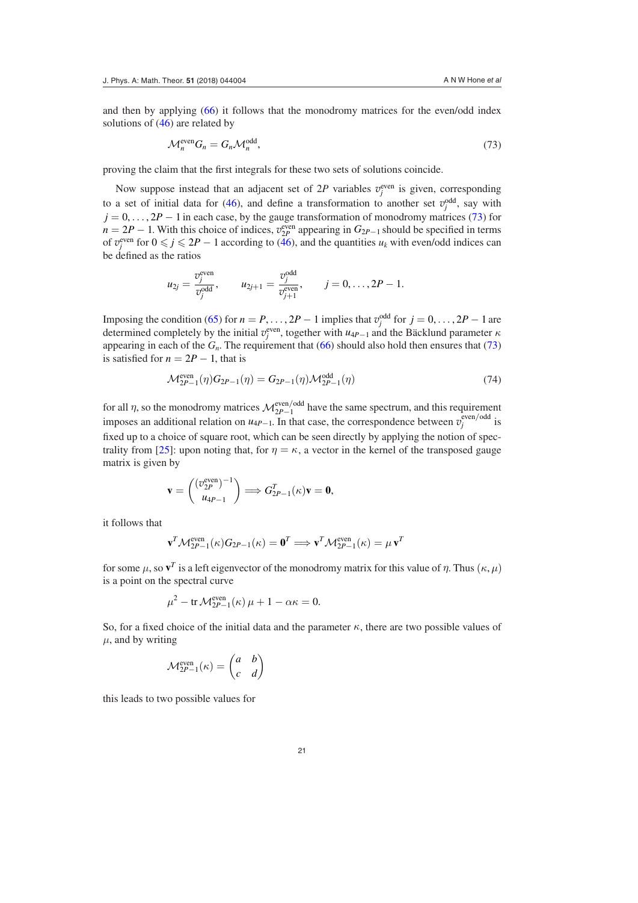and then by applying (66) it follows that the monodromy matrices for the even/odd index solutions of (46) are related by

$$\mathcal{M}_n^{\text{even}} G_n = G_n \mathcal{M}_n^{\text{odd}}, \tag{73}$$

proving the claim that the first integrals for these two sets of solutions coincide.

Now suppose instead that an adjacent set of $2P$ variables $v_j^{\text{even}}$ is given, corresponding to a set of initial data for (46), and define a transformation to another set $v_j^{\text{odd}}$, say with $j = 0, \ldots, 2P-1$ in each case, by the gauge transformation of monodromy matrices (73) for $n = 2P-1$. With this choice of indices, $v_{2P}^{\text{even}}$ appearing in $G_{2P-1}$ should be specified in terms of $v_j^{\text{even}}$ for $0 \leqslant j \leqslant 2P-1$ according to (46), and the quantities $u_k$ with even/odd indices can be defined as the ratios

$$u_{2j} = \frac{v_j^{\text{even}}}{v_j^{\text{odd}}}, \qquad u_{2j+1} = \frac{v_j^{\text{odd}}}{v_{j+1}^{\text{even}}}, \qquad j = 0, \ldots, 2P-1.$$

Imposing the condition (65) for $n = P, \ldots, 2P-1$ implies that $v_j^{\text{odd}}$ for $j = 0, \ldots, 2P-1$ are determined completely by the initial $v_j^{\text{even}}$, together with $u_{4P-1}$ and the Bäcklund parameter $\kappa$ appearing in each of the $G_n$. The requirement that (66) should also hold then ensures that (73) is satisfied for $n = 2P-1$, that is

$$\mathcal{M}_{2P-1}^{\text{even}}(\eta) G_{2P-1}(\eta) = G_{2P-1}(\eta) \mathcal{M}_{2P-1}^{\text{odd}}(\eta) \tag{74}$$

for all $\eta$, so the monodromy matrices $\mathcal{M}_{2P-1}^{\text{even/odd}}$ have the same spectrum, and this requirement imposes an additional relation on $u_{4P-1}$. In that case, the correspondence between $v_j^{\text{even/odd}}$ is fixed up to a choice of square root, which can be seen directly by applying the notion of spectrality from [25]: upon noting that, for $\eta = \kappa$, a vector in the kernel of the transposed gauge matrix is given by

$$\mathbf{v} = \begin{pmatrix} (v_{2P}^{\text{even}})^{-1} \\ u_{4P-1} \end{pmatrix} \Longrightarrow G_{2P-1}^T(\kappa)\mathbf{v} = \mathbf{0},$$

it follows that

$$\mathbf{v}^T \mathcal{M}_{2P-1}^{\text{even}}(\kappa) G_{2P-1}(\kappa) = \mathbf{0}^T \Longrightarrow \mathbf{v}^T \mathcal{M}_{2P-1}^{\text{even}}(\kappa) = \mu\, \mathbf{v}^T$$

for some $\mu$, so $\mathbf{v}^T$ is a left eigenvector of the monodromy matrix for this value of $\eta$. Thus $(\kappa, \mu)$ is a point on the spectral curve

$$\mu^2 - \operatorname{tr} \mathcal{M}_{2P-1}^{\text{even}}(\kappa)\, \mu + 1 - \alpha\kappa = 0.$$

So, for a fixed choice of the initial data and the parameter $\kappa$, there are two possible values of $\mu$, and by writing

$$\mathcal{M}_{2P-1}^{\text{even}}(\kappa) = \begin{pmatrix} a & b \\ c & d \end{pmatrix}$$

this leads to two possible values for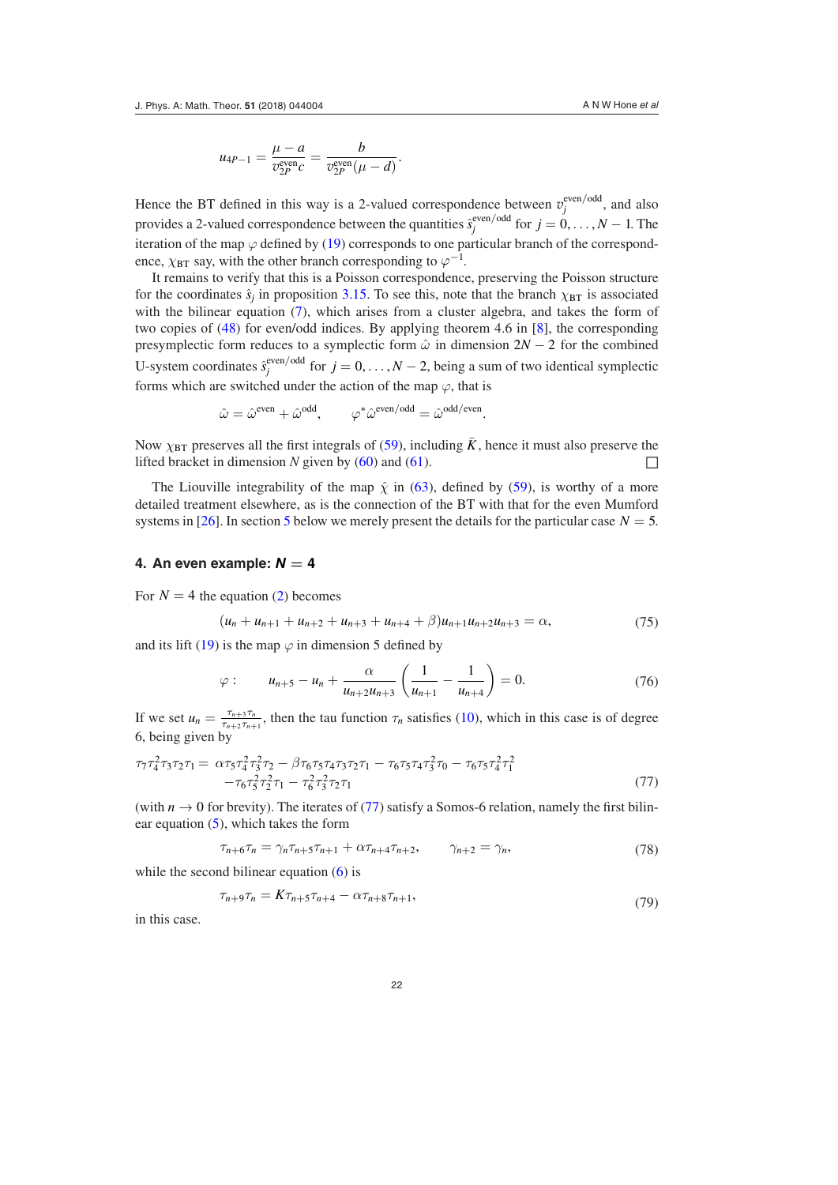$$u_{4P-1} = \frac{\mu - a}{v^{\rm even}_{2P} c} = \frac{b}{v^{\rm even}_{2P}(\mu - d)}.$$

Hence the BT defined in this way is a 2-valued correspondence between $v_j^{\rm even/odd}$, and also provides a 2-valued correspondence between the quantities $\hat{s}_j^{\rm even/odd}$ for $j = 0, \ldots, N-1$. The iteration of the map $\varphi$ defined by (19) corresponds to one particular branch of the correspondence, $\chi_{\rm BT}$ say, with the other branch corresponding to $\varphi^{-1}$.

It remains to verify that this is a Poisson correspondence, preserving the Poisson structure for the coordinates $\hat{s}_j$ in proposition 3.15. To see this, note that the branch $\chi_{\rm BT}$ is associated with the bilinear equation (7), which arises from a cluster algebra, and takes the form of two copies of (48) for even/odd indices. By applying theorem 4.6 in [8], the corresponding presymplectic form reduces to a symplectic form $\hat{\omega}$ in dimension $2N-2$ for the combined U-system coordinates $\hat{s}_j^{\rm even/odd}$ for $j = 0, \ldots, N-2$, being a sum of two identical symplectic forms which are switched under the action of the map $\varphi$, that is

$$\hat{\omega} = \hat{\omega}^{\rm even} + \hat{\omega}^{\rm odd}, \qquad \varphi^* \hat{\omega}^{\rm even/odd} = \hat{\omega}^{\rm odd/even}.$$

Now $\chi_{\rm BT}$ preserves all the first integrals of (59), including $\bar{K}$, hence it must also preserve the lifted bracket in dimension $N$ given by (60) and (61). □

The Liouville integrability of the map $\hat{\chi}$ in (63), defined by (59), is worthy of a more detailed treatment elsewhere, as is the connection of the BT with that for the even Mumford systems in [26]. In section 5 below we merely present the details for the particular case $N = 5$.

## 4. An even example: $N = 4$

For $N = 4$ the equation (2) becomes

$$(u_n + u_{n+1} + u_{n+2} + u_{n+3} + u_{n+4} + \beta) u_{n+1} u_{n+2} u_{n+3} = \alpha, \tag{75}$$

and its lift (19) is the map $\varphi$ in dimension 5 defined by

$$\varphi: \qquad u_{n+5} - u_n + \frac{\alpha}{u_{n+2} u_{n+3}} \left( \frac{1}{u_{n+1}} - \frac{1}{u_{n+4}} \right) = 0. \tag{76}$$

If we set $u_n = \frac{\tau_{n+3}\tau_n}{\tau_{n+2}\tau_{n+1}}$, then the tau function $\tau_n$ satisfies (10), which in this case is of degree 6, being given by

$$\begin{aligned} \tau_7 \tau_4^2 \tau_3 \tau_2 \tau_1 = {} & \alpha \tau_5 \tau_4^2 \tau_3^2 \tau_2 - \beta \tau_6 \tau_5 \tau_4 \tau_3 \tau_2 \tau_1 - \tau_6 \tau_5 \tau_4 \tau_3^2 \tau_0 - \tau_6 \tau_5 \tau_4^2 \tau_1^2 \\ & - \tau_6 \tau_5^2 \tau_2^2 \tau_1 - \tau_6^2 \tau_3^2 \tau_2 \tau_1 \end{aligned} \tag{77}$$

(with $n \to 0$ for brevity). The iterates of (77) satisfy a Somos-6 relation, namely the first bilinear equation (5), which takes the form

$$\tau_{n+6} \tau_n = \gamma_n \tau_{n+5} \tau_{n+1} + \alpha \tau_{n+4} \tau_{n+2}, \qquad \gamma_{n+2} = \gamma_n, \tag{78}$$

while the second bilinear equation (6) is

$$\tau_{n+9} \tau_n = K \tau_{n+5} \tau_{n+4} - \alpha \tau_{n+8} \tau_{n+1}, \tag{79}$$

in this case.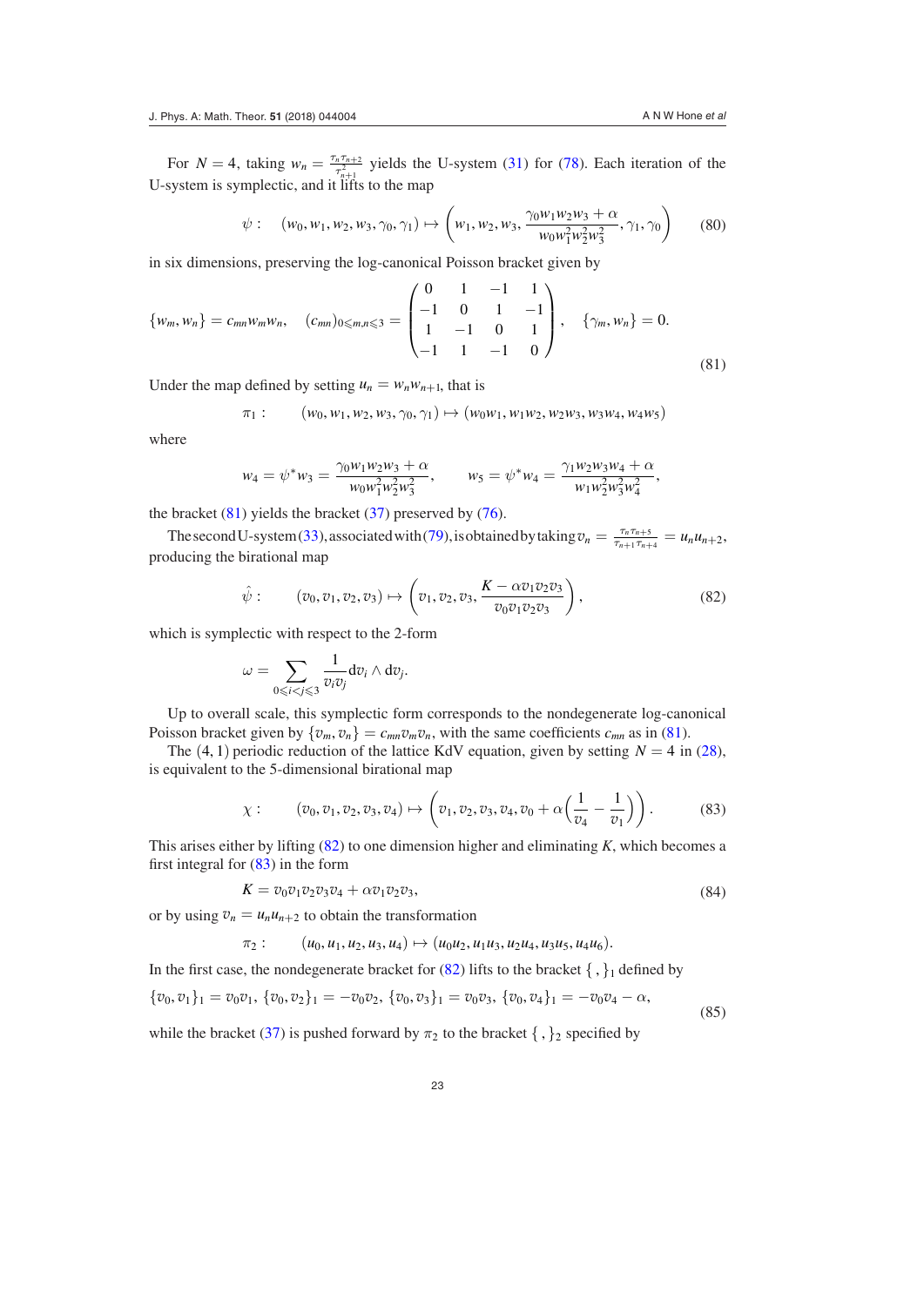For $N = 4$, taking $w_n = \frac{\tau_n \tau_{n+2}}{\tau_{n+1}^2}$ yields the U-system (31) for (78). Each iteration of the U-system is symplectic, and it lifts to the map

$$
\psi : \quad (w_0, w_1, w_2, w_3, \gamma_0, \gamma_1) \mapsto \left( w_1, w_2, w_3, \frac{\gamma_0 w_1 w_2 w_3 + \alpha}{w_0 w_1^2 w_2^2 w_3^2}, \gamma_1, \gamma_0 \right) \tag{80}
$$

in six dimensions, preserving the log-canonical Poisson bracket given by

$$
\{w_m, w_n\} = c_{mn} w_m w_n, \quad (c_{mn})_{0 \leqslant m,n \leqslant 3} = \begin{pmatrix} 0 & 1 & -1 & 1 \\ -1 & 0 & 1 & -1 \\ 1 & -1 & 0 & 1 \\ -1 & 1 & -1 & 0 \end{pmatrix}, \quad \{\gamma_m, w_n\} = 0. \tag{81}
$$

Under the map defined by setting $u_n = w_n w_{n+1}$, that is

$$
\pi_1 : \qquad (w_0, w_1, w_2, w_3, \gamma_0, \gamma_1) \mapsto (w_0 w_1, w_1 w_2, w_2 w_3, w_3 w_4, w_4 w_5)
$$

where

$$
w_4 = \psi^* w_3 = \frac{\gamma_0 w_1 w_2 w_3 + \alpha}{w_0 w_1^2 w_2^2 w_3^2}, \qquad w_5 = \psi^* w_4 = \frac{\gamma_1 w_2 w_3 w_4 + \alpha}{w_1 w_2^2 w_3^2 w_4^2},
$$

the bracket (81) yields the bracket (37) preserved by (76).

The second U-system (33), associated with (79), is obtained by taking $v_n = \frac{\tau_n \tau_{n+5}}{\tau_{n+1} \tau_{n+4}} = u_n u_{n+2}$, producing the birational map

$$
\hat{\psi} : \qquad (v_0, v_1, v_2, v_3) \mapsto \left( v_1, v_2, v_3, \frac{K - \alpha v_1 v_2 v_3}{v_0 v_1 v_2 v_3} \right), \tag{82}
$$

which is symplectic with respect to the 2-form

$$
\omega = \sum_{0 \leqslant i < j \leqslant 3} \frac{1}{v_i v_j} \mathrm{d}v_i \wedge \mathrm{d}v_j.
$$

Up to overall scale, this symplectic form corresponds to the nondegenerate log-canonical Poisson bracket given by $\{v_m, v_n\} = c_{mn} v_m v_n$, with the same coefficients $c_{mn}$ as in (81).

The $(4, 1)$ periodic reduction of the lattice KdV equation, given by setting $N = 4$ in (28), is equivalent to the 5-dimensional birational map

$$
\chi : \qquad (v_0, v_1, v_2, v_3, v_4) \mapsto \left( v_1, v_2, v_3, v_4, v_0 + \alpha \left( \frac{1}{v_4} - \frac{1}{v_1} \right) \right). \tag{83}
$$

This arises either by lifting (82) to one dimension higher and eliminating $K$, which becomes a first integral for (83) in the form

$$
K = v_0 v_1 v_2 v_3 v_4 + \alpha v_1 v_2 v_3, \tag{84}
$$

or by using $v_n = u_n u_{n+2}$ to obtain the transformation

$$
\pi_2 : \qquad (u_0, u_1, u_2, u_3, u_4) \mapsto (u_0 u_2, u_1 u_3, u_2 u_4, u_3 u_5, u_4 u_6).
$$

In the first case, the nondegenerate bracket for (82) lifts to the bracket $\{\,,\}_1$ defined by

$$
\{v_0, v_1\}_1 = v_0 v_1,\ \{v_0, v_2\}_1 = -v_0 v_2,\ \{v_0, v_3\}_1 = v_0 v_3,\ \{v_0, v_4\}_1 = -v_0 v_4 - \alpha, \tag{85}
$$

while the bracket (37) is pushed forward by $\pi_2$ to the bracket $\{\,,\}_2$ specified by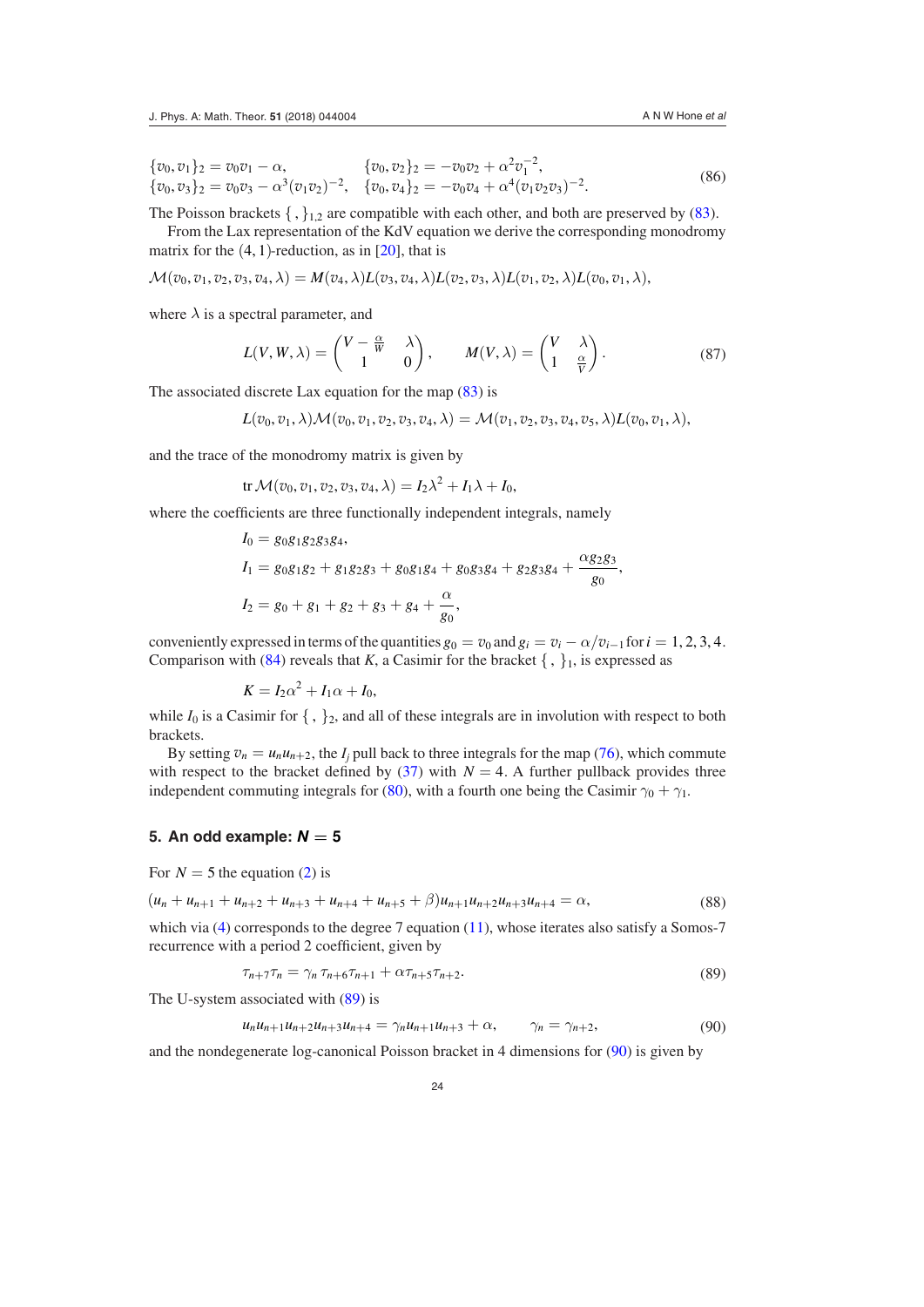$$
\begin{aligned}
&\{v_0, v_1\}_2 = v_0 v_1 - \alpha, && \{v_0, v_2\}_2 = -v_0 v_2 + \alpha^2 v_1^{-2}, \\
&\{v_0, v_3\}_2 = v_0 v_3 - \alpha^3 (v_1 v_2)^{-2}, && \{v_0, v_4\}_2 = -v_0 v_4 + \alpha^4 (v_1 v_2 v_3)^{-2}.
\end{aligned}
\tag{86}
$$

The Poisson brackets $\{\, ,\}_{1,2}$ are compatible with each other, and both are preserved by (83).

From the Lax representation of the KdV equation we derive the corresponding monodromy matrix for the $(4, 1)$-reduction, as in [20], that is

$$
\mathcal{M}(v_0, v_1, v_2, v_3, v_4, \lambda) = M(v_4, \lambda) L(v_3, v_4, \lambda) L(v_2, v_3, \lambda) L(v_1, v_2, \lambda) L(v_0, v_1, \lambda),
$$

where $\lambda$ is a spectral parameter, and

$$
L(V, W, \lambda) = \begin{pmatrix} V - \frac{\alpha}{W} & \lambda \\ 1 & 0 \end{pmatrix}, \qquad M(V, \lambda) = \begin{pmatrix} V & \lambda \\ 1 & \frac{\alpha}{V} \end{pmatrix}.
\tag{87}
$$

The associated discrete Lax equation for the map (83) is

$$
L(v_0, v_1, \lambda) \mathcal{M}(v_0, v_1, v_2, v_3, v_4, \lambda) = \mathcal{M}(v_1, v_2, v_3, v_4, v_5, \lambda) L(v_0, v_1, \lambda),
$$

and the trace of the monodromy matrix is given by

$$
\operatorname{tr} \mathcal{M}(v_0, v_1, v_2, v_3, v_4, \lambda) = I_2 \lambda^2 + I_1 \lambda + I_0,
$$

where the coefficients are three functionally independent integrals, namely

$$
\begin{aligned}
I_0 &= g_0 g_1 g_2 g_3 g_4, \\
I_1 &= g_0 g_1 g_2 + g_1 g_2 g_3 + g_0 g_1 g_4 + g_0 g_3 g_4 + g_2 g_3 g_4 + \frac{\alpha g_2 g_3}{g_0}, \\
I_2 &= g_0 + g_1 + g_2 + g_3 + g_4 + \frac{\alpha}{g_0},
\end{aligned}
$$

conveniently expressed in terms of the quantities $g_0 = v_0$ and $g_i = v_i - \alpha / v_{i-1}$ for $i = 1, 2, 3, 4$. Comparison with (84) reveals that $K$, a Casimir for the bracket $\{\, ,\}_1$, is expressed as

$$
K = I_2 \alpha^2 + I_1 \alpha + I_0,
$$

while $I_0$ is a Casimir for $\{\, ,\}_2$, and all of these integrals are in involution with respect to both brackets.

By setting $v_n = u_n u_{n+2}$, the $I_j$ pull back to three integrals for the map (76), which commute with respect to the bracket defined by (37) with $N = 4$. A further pullback provides three independent commuting integrals for (80), with a fourth one being the Casimir $\gamma_0 + \gamma_1$.

## 5. An odd example: $N = 5$

For $N = 5$ the equation (2) is

$$
(u_n + u_{n+1} + u_{n+2} + u_{n+3} + u_{n+4} + u_{n+5} + \beta) u_{n+1} u_{n+2} u_{n+3} u_{n+4} = \alpha,
\tag{88}
$$

which via (4) corresponds to the degree 7 equation (11), whose iterates also satisfy a Somos-7 recurrence with a period 2 coefficient, given by

$$
\tau_{n+7} \tau_n = \gamma_n \, \tau_{n+6} \tau_{n+1} + \alpha \tau_{n+5} \tau_{n+2}.
\tag{89}
$$

The U-system associated with (89) is

$$
u_n u_{n+1} u_{n+2} u_{n+3} u_{n+4} = \gamma_n u_{n+1} u_{n+3} + \alpha, \qquad \gamma_n = \gamma_{n+2},
\tag{90}
$$

and the nondegenerate log-canonical Poisson bracket in 4 dimensions for (90) is given by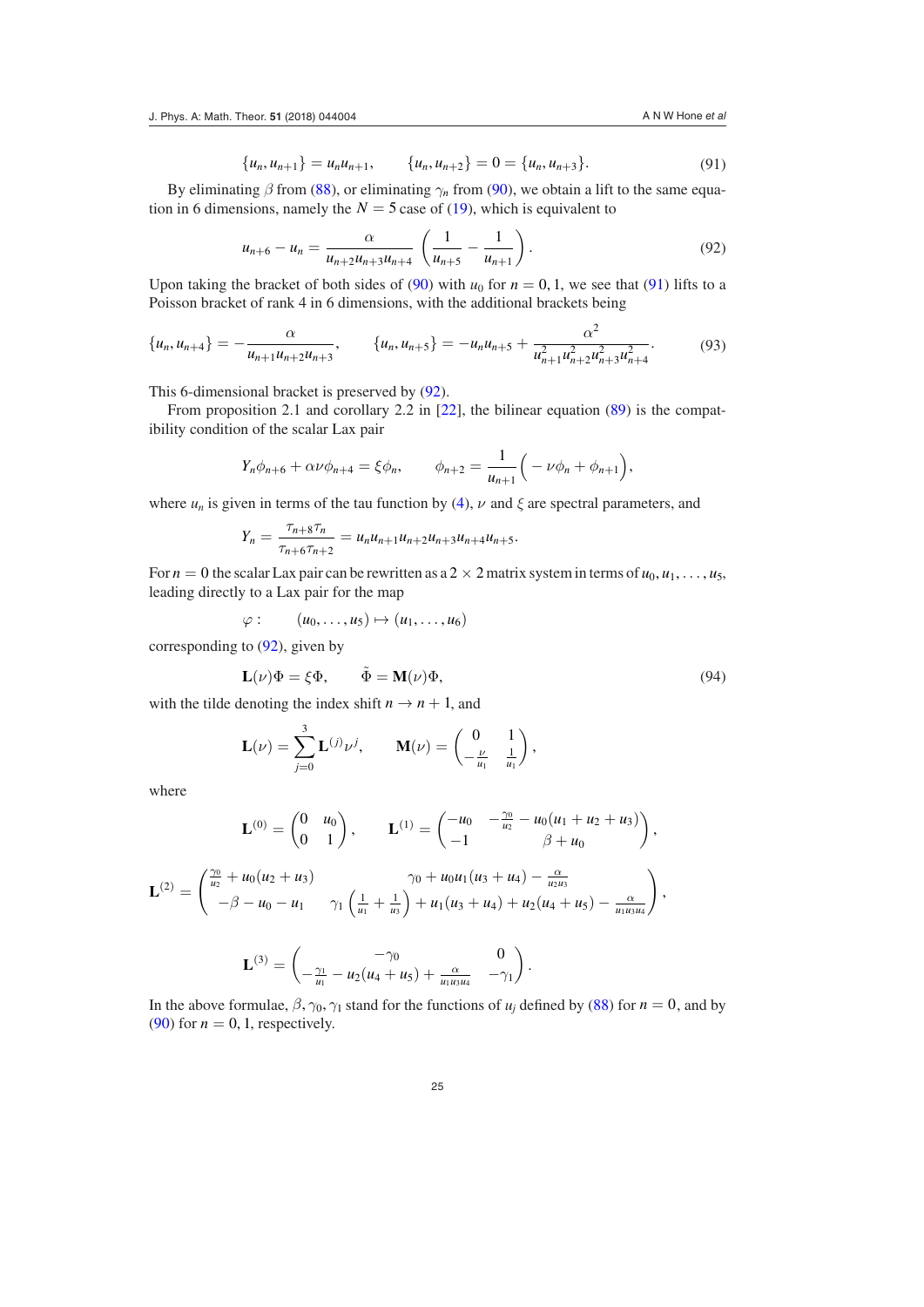$$\{u_n, u_{n+1}\} = u_n u_{n+1}, \qquad \{u_n, u_{n+2}\} = 0 = \{u_n, u_{n+3}\}. \tag{91}$$

By eliminating $\beta$ from (88), or eliminating $\gamma_n$ from (90), we obtain a lift to the same equation in 6 dimensions, namely the $N = 5$ case of (19), which is equivalent to

$$u_{n+6} - u_n = \frac{\alpha}{u_{n+2}u_{n+3}u_{n+4}} \left( \frac{1}{u_{n+5}} - \frac{1}{u_{n+1}} \right). \tag{92}$$

Upon taking the bracket of both sides of (90) with $u_0$ for $n = 0, 1$, we see that (91) lifts to a Poisson bracket of rank 4 in 6 dimensions, with the additional brackets being

$$\{u_n, u_{n+4}\} = -\frac{\alpha}{u_{n+1}u_{n+2}u_{n+3}}, \qquad \{u_n, u_{n+5}\} = -u_n u_{n+5} + \frac{\alpha^2}{u_{n+1}^2 u_{n+2}^2 u_{n+3}^2 u_{n+4}^2}. \tag{93}$$

This 6-dimensional bracket is preserved by (92).

From proposition 2.1 and corollary 2.2 in [22], the bilinear equation (89) is the compatibility condition of the scalar Lax pair

$$Y_n \phi_{n+6} + \alpha\nu\phi_{n+4} = \xi\phi_n, \qquad \phi_{n+2} = \frac{1}{u_{n+1}}\Big( -\nu\phi_n + \phi_{n+1}\Big),$$

where $u_n$ is given in terms of the tau function by (4), $\nu$ and $\xi$ are spectral parameters, and

$$Y_n = \frac{\tau_{n+8}\tau_n}{\tau_{n+6}\tau_{n+2}} = u_n u_{n+1} u_{n+2} u_{n+3} u_{n+4} u_{n+5}.$$

For $n = 0$ the scalar Lax pair can be rewritten as a $2 \times 2$ matrix system in terms of $u_0, u_1, \ldots, u_5$, leading directly to a Lax pair for the map

$$\varphi : \qquad (u_0, \ldots, u_5) \mapsto (u_1, \ldots, u_6)$$

corresponding to (92), given by

$$\mathbf{L}(\nu)\Phi = \xi\Phi, \qquad \tilde{\Phi} = \mathbf{M}(\nu)\Phi, \tag{94}$$

with the tilde denoting the index shift $n \to n + 1$, and

$$\mathbf{L}(\nu) = \sum_{j=0}^{3} \mathbf{L}^{(j)}\nu^j, \qquad \mathbf{M}(\nu) = \begin{pmatrix} 0 & 1 \\ -\frac{\nu}{u_1} & \frac{1}{u_1} \end{pmatrix},$$

where

$$\mathbf{L}^{(0)} = \begin{pmatrix} 0 & u_0 \\ 0 & 1 \end{pmatrix}, \qquad \mathbf{L}^{(1)} = \begin{pmatrix} -u_0 & -\frac{\gamma_0}{u_2} - u_0(u_1 + u_2 + u_3) \\ -1 & \beta + u_0 \end{pmatrix},$$

$$\mathbf{L}^{(2)} = \begin{pmatrix} \frac{\gamma_0}{u_2} + u_0(u_2 + u_3) & \gamma_0 + u_0 u_1(u_3 + u_4) - \frac{\alpha}{u_2 u_3} \\ -\beta - u_0 - u_1 & \gamma_1\left(\frac{1}{u_1} + \frac{1}{u_3}\right) + u_1(u_3 + u_4) + u_2(u_4 + u_5) - \frac{\alpha}{u_1 u_3 u_4} \end{pmatrix},$$

$$\mathbf{L}^{(3)} = \begin{pmatrix} -\gamma_0 & 0 \\ -\frac{\gamma_1}{u_1} - u_2(u_4 + u_5) + \frac{\alpha}{u_1 u_3 u_4} & -\gamma_1 \end{pmatrix}.$$

In the above formulae, $\beta, \gamma_0, \gamma_1$ stand for the functions of $u_j$ defined by (88) for $n = 0$, and by (90) for $n = 0, 1$, respectively.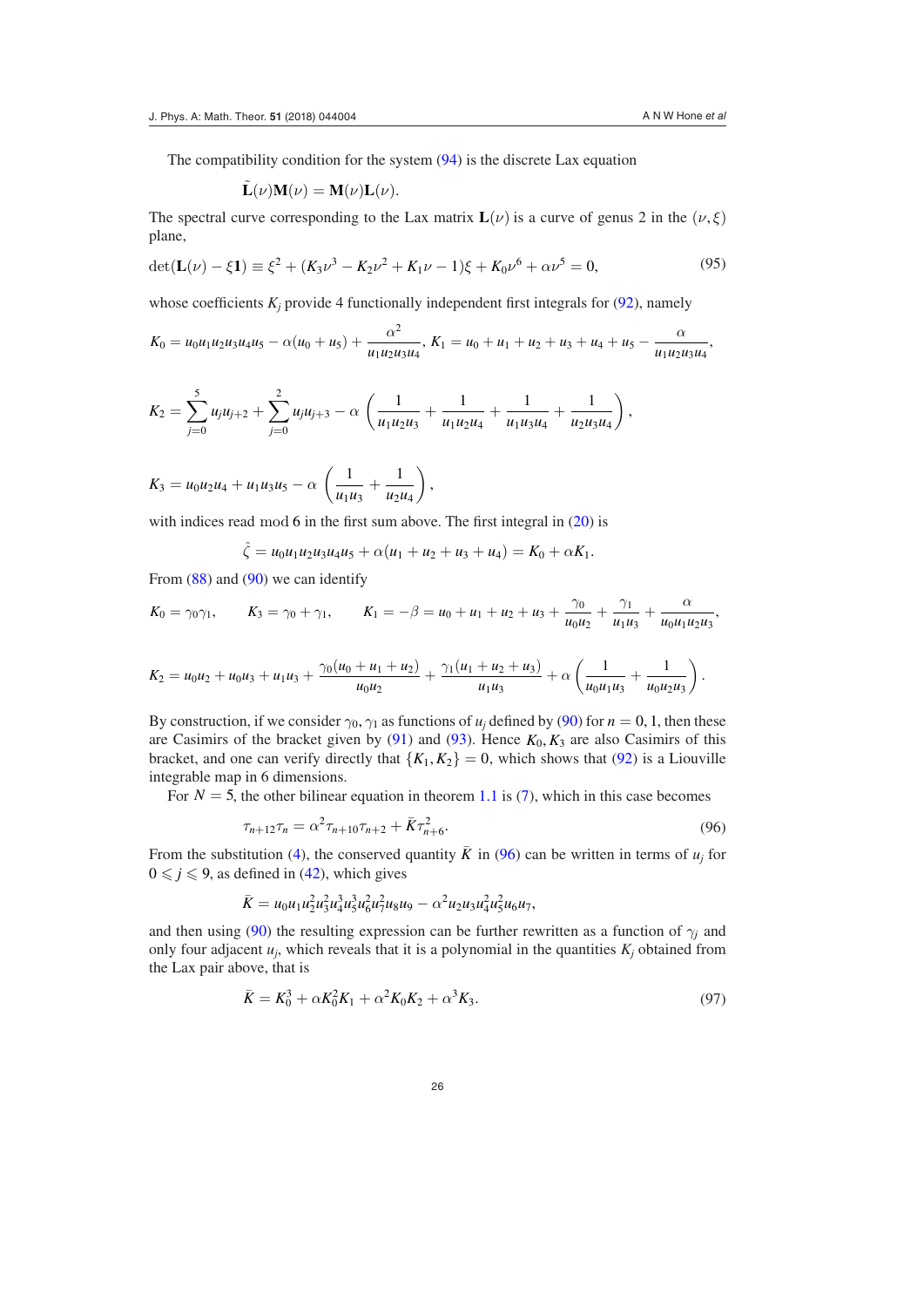The compatibility condition for the system (94) is the discrete Lax equation

$$\tilde{\mathbf{L}}(\nu)\mathbf{M}(\nu) = \mathbf{M}(\nu)\mathbf{L}(\nu).$$

The spectral curve corresponding to the Lax matrix $\mathbf{L}(\nu)$ is a curve of genus 2 in the $(\nu, \xi)$ plane,

$$\det(\mathbf{L}(\nu) - \xi \mathbf{1}) \equiv \xi^2 + (K_3\nu^3 - K_2\nu^2 + K_1\nu - 1)\xi + K_0\nu^6 + \alpha\nu^5 = 0, \tag{95}$$

whose coefficients $K_j$ provide 4 functionally independent first integrals for (92), namely

$$K_0 = u_0u_1u_2u_3u_4u_5 - \alpha(u_0 + u_5) + \frac{\alpha^2}{u_1u_2u_3u_4}, \; K_1 = u_0 + u_1 + u_2 + u_3 + u_4 + u_5 - \frac{\alpha}{u_1u_2u_3u_4},$$

$$K_2 = \sum_{j=0}^{5} u_ju_{j+2} + \sum_{j=0}^{2} u_ju_{j+3} - \alpha\left(\frac{1}{u_1u_2u_3} + \frac{1}{u_1u_2u_4} + \frac{1}{u_1u_3u_4} + \frac{1}{u_2u_3u_4}\right),$$

$$K_3 = u_0u_2u_4 + u_1u_3u_5 - \alpha\left(\frac{1}{u_1u_3} + \frac{1}{u_2u_4}\right),$$

with indices read mod 6 in the first sum above. The first integral in (20) is

$$\hat{\zeta} = u_0u_1u_2u_3u_4u_5 + \alpha(u_1 + u_2 + u_3 + u_4) = K_0 + \alpha K_1.$$

From (88) and (90) we can identify

$$K_0 = \gamma_0\gamma_1, \qquad K_3 = \gamma_0 + \gamma_1, \qquad K_1 = -\beta = u_0 + u_1 + u_2 + u_3 + \frac{\gamma_0}{u_0u_2} + \frac{\gamma_1}{u_1u_3} + \frac{\alpha}{u_0u_1u_2u_3},$$

$$K_2 = u_0u_2 + u_0u_3 + u_1u_3 + \frac{\gamma_0(u_0 + u_1 + u_2)}{u_0u_2} + \frac{\gamma_1(u_1 + u_2 + u_3)}{u_1u_3} + \alpha\left(\frac{1}{u_0u_1u_3} + \frac{1}{u_0u_2u_3}\right).$$

By construction, if we consider $\gamma_0, \gamma_1$ as functions of $u_j$ defined by (90) for $n = 0, 1$, then these are Casimirs of the bracket given by (91) and (93). Hence $K_0, K_3$ are also Casimirs of this bracket, and one can verify directly that $\{K_1, K_2\} = 0$, which shows that (92) is a Liouville integrable map in 6 dimensions.

For $N = 5$, the other bilinear equation in theorem 1.1 is (7), which in this case becomes

$$\tau_{n+12}\tau_n = \alpha^2\tau_{n+10}\tau_{n+2} + \bar{K}\tau_{n+6}^2. \tag{96}$$

From the substitution (4), the conserved quantity $\bar{K}$ in (96) can be written in terms of $u_j$ for $0 \leqslant j \leqslant 9$, as defined in (42), which gives

$$\bar{K} = u_0u_1u_2^2u_3^2u_4^3u_5^3u_6^2u_7^2u_8u_9 - \alpha^2u_2u_3u_4^2u_5^2u_6u_7,$$

and then using (90) the resulting expression can be further rewritten as a function of $\gamma_j$ and only four adjacent $u_j$, which reveals that it is a polynomial in the quantities $K_j$ obtained from the Lax pair above, that is

$$\bar{K} = K_0^3 + \alpha K_0^2K_1 + \alpha^2K_0K_2 + \alpha^3K_3. \tag{97}$$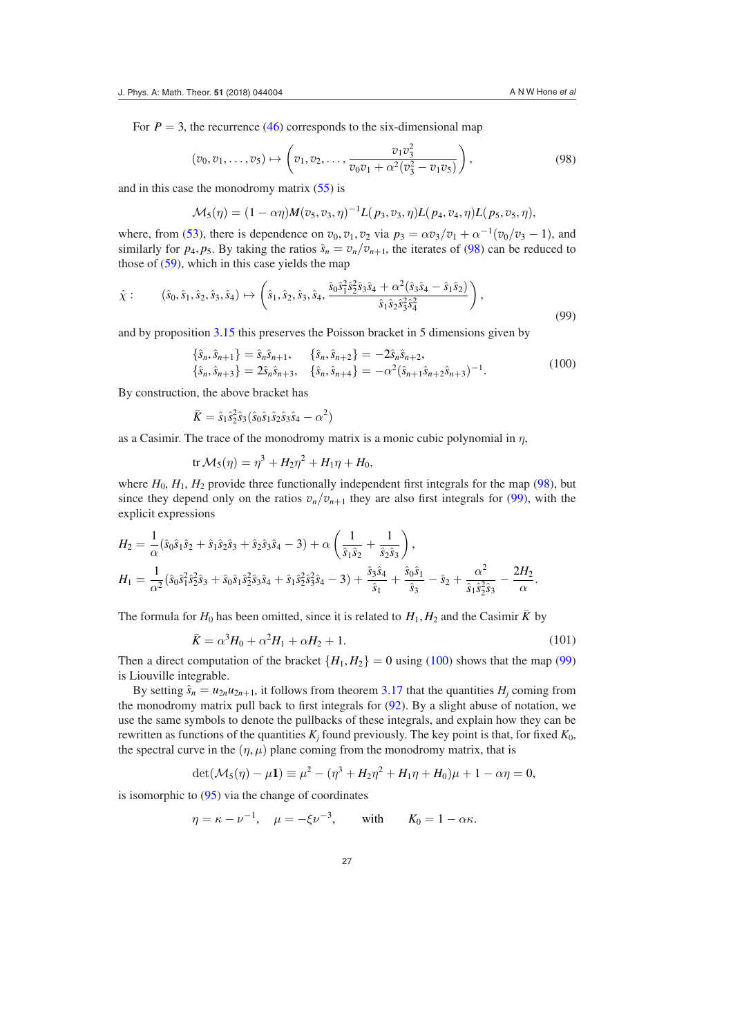For $P = 3$, the recurrence (46) corresponds to the six-dimensional map

$$(v_0, v_1, \ldots, v_5) \mapsto \left(v_1, v_2, \ldots, \frac{v_1 v_3^2}{v_0 v_1 + \alpha^2(v_3^2 - v_1 v_5)}\right), \tag{98}$$

and in this case the monodromy matrix (55) is

$$\mathcal{M}_5(\eta) = (1 - \alpha\eta) M(v_5, v_3, \eta)^{-1} L(p_3, v_3, \eta) L(p_4, v_4, \eta) L(p_5, v_5, \eta),$$

where, from (53), there is dependence on $v_0, v_1, v_2$ via $p_3 = \alpha v_3/v_1 + \alpha^{-1}(v_0/v_3 - 1)$, and similarly for $p_4, p_5$. By taking the ratios $\hat{s}_n = v_n/v_{n+1}$, the iterates of (98) can be reduced to those of (59), which in this case yields the map

$$\hat{\chi}: \qquad (\hat{s}_0, \hat{s}_1, \hat{s}_2, \hat{s}_3, \hat{s}_4) \mapsto \left(\hat{s}_1, \hat{s}_2, \hat{s}_3, \hat{s}_4, \frac{\hat{s}_0 \hat{s}_1^2 \hat{s}_2^2 \hat{s}_3 \hat{s}_4 + \alpha^2(\hat{s}_3 \hat{s}_4 - \hat{s}_1 \hat{s}_2)}{\hat{s}_1 \hat{s}_2 \hat{s}_3^2 \hat{s}_4^2}\right), \tag{99}$$

and by proposition 3.15 this preserves the Poisson bracket in 5 dimensions given by

$$\begin{aligned} \{\hat{s}_n, \hat{s}_{n+1}\} &= \hat{s}_n \hat{s}_{n+1}, \quad & \{\hat{s}_n, \hat{s}_{n+2}\} &= -2\hat{s}_n \hat{s}_{n+2}, \\ \{\hat{s}_n, \hat{s}_{n+3}\} &= 2\hat{s}_n \hat{s}_{n+3}, \quad & \{\hat{s}_n, \hat{s}_{n+4}\} &= -\alpha^2(\hat{s}_{n+1} \hat{s}_{n+2} \hat{s}_{n+3})^{-1}. \end{aligned} \tag{100}$$

By construction, the above bracket has

$$\bar{K} = \hat{s}_1 \hat{s}_2^2 \hat{s}_3 (\hat{s}_0 \hat{s}_1 \hat{s}_2 \hat{s}_3 \hat{s}_4 - \alpha^2)$$

as a Casimir. The trace of the monodromy matrix is a monic cubic polynomial in $\eta$,

$$\operatorname{tr} \mathcal{M}_5(\eta) = \eta^3 + H_2 \eta^2 + H_1 \eta + H_0,$$

where $H_0$, $H_1$, $H_2$ provide three functionally independent first integrals for the map (98), but since they depend only on the ratios $v_n/v_{n+1}$ they are also first integrals for (99), with the explicit expressions

$$H_2 = \frac{1}{\alpha}(\hat{s}_0 \hat{s}_1 \hat{s}_2 + \hat{s}_1 \hat{s}_2 \hat{s}_3 + \hat{s}_2 \hat{s}_3 \hat{s}_4 - 3) + \alpha\left(\frac{1}{\hat{s}_1 \hat{s}_2} + \frac{1}{\hat{s}_2 \hat{s}_3}\right),$$

$$H_1 = \frac{1}{\alpha^2}(\hat{s}_0 \hat{s}_1^2 \hat{s}_2^2 \hat{s}_3 + \hat{s}_0 \hat{s}_1 \hat{s}_2^2 \hat{s}_3 \hat{s}_4 + \hat{s}_1 \hat{s}_2^2 \hat{s}_3^2 \hat{s}_4 - 3) + \frac{\hat{s}_3 \hat{s}_4}{\hat{s}_1} + \frac{\hat{s}_0 \hat{s}_1}{\hat{s}_3} - \hat{s}_2 + \frac{\alpha^2}{\hat{s}_1 \hat{s}_2^2 \hat{s}_3} - \frac{2H_2}{\alpha}.$$

The formula for $H_0$ has been omitted, since it is related to $H_1, H_2$ and the Casimir $\bar{K}$ by

$$\bar{K} = \alpha^3 H_0 + \alpha^2 H_1 + \alpha H_2 + 1. \tag{101}$$

Then a direct computation of the bracket $\{H_1, H_2\} = 0$ using (100) shows that the map (99) is Liouville integrable.

By setting $\hat{s}_n = u_{2n} u_{2n+1}$, it follows from theorem 3.17 that the quantities $H_j$ coming from the monodromy matrix pull back to first integrals for (92). By a slight abuse of notation, we use the same symbols to denote the pullbacks of these integrals, and explain how they can be rewritten as functions of the quantities $K_j$ found previously. The key point is that, for fixed $K_0$, the spectral curve in the $(\eta, \mu)$ plane coming from the monodromy matrix, that is

$$\det(\mathcal{M}_5(\eta) - \mu \mathbf{1}) \equiv \mu^2 - (\eta^3 + H_2 \eta^2 + H_1 \eta + H_0)\mu + 1 - \alpha\eta = 0,$$

is isomorphic to (95) via the change of coordinates

$$\eta = \kappa - \nu^{-1}, \quad \mu = -\xi \nu^{-3}, \qquad \text{with} \qquad K_0 = 1 - \alpha\kappa.$$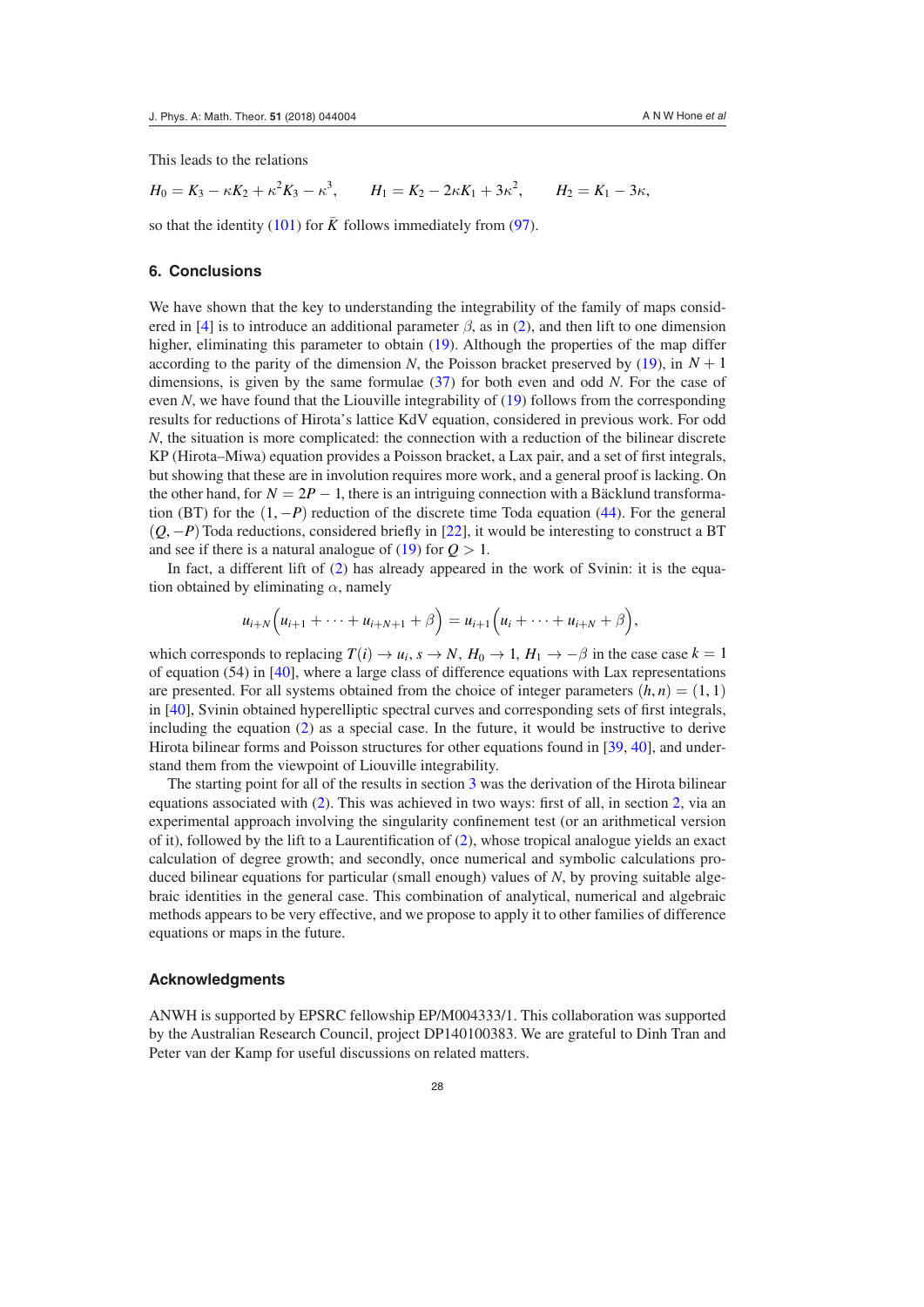This leads to the relations

$$H_0 = K_3 - \kappa K_2 + \kappa^2 K_3 - \kappa^3, \qquad H_1 = K_2 - 2\kappa K_1 + 3\kappa^2, \qquad H_2 = K_1 - 3\kappa,$$

so that the identity (101) for $\bar{K}$ follows immediately from (97).

## 6. Conclusions

We have shown that the key to understanding the integrability of the family of maps considered in [4] is to introduce an additional parameter $\beta$, as in (2), and then lift to one dimension higher, eliminating this parameter to obtain (19). Although the properties of the map differ according to the parity of the dimension $N$, the Poisson bracket preserved by (19), in $N+1$ dimensions, is given by the same formulae (37) for both even and odd $N$. For the case of even $N$, we have found that the Liouville integrability of (19) follows from the corresponding results for reductions of Hirota's lattice KdV equation, considered in previous work. For odd $N$, the situation is more complicated: the connection with a reduction of the bilinear discrete KP (Hirota–Miwa) equation provides a Poisson bracket, a Lax pair, and a set of first integrals, but showing that these are in involution requires more work, and a general proof is lacking. On the other hand, for $N = 2P - 1$, there is an intriguing connection with a Bäcklund transformation (BT) for the $(1, -P)$ reduction of the discrete time Toda equation (44). For the general $(Q, -P)$ Toda reductions, considered briefly in [22], it would be interesting to construct a BT and see if there is a natural analogue of (19) for $Q > 1$.

In fact, a different lift of (2) has already appeared in the work of Svinin: it is the equation obtained by eliminating $\alpha$, namely

$$u_{i+N}\Big(u_{i+1} + \cdots + u_{i+N+1} + \beta\Big) = u_{i+1}\Big(u_i + \cdots + u_{i+N} + \beta\Big),$$

which corresponds to replacing $T(i) \to u_i$, $s \to N$, $H_0 \to 1$, $H_1 \to -\beta$ in the case case $k = 1$ of equation (54) in [40], where a large class of difference equations with Lax representations are presented. For all systems obtained from the choice of integer parameters $(h, n) = (1, 1)$ in [40], Svinin obtained hyperelliptic spectral curves and corresponding sets of first integrals, including the equation (2) as a special case. In the future, it would be instructive to derive Hirota bilinear forms and Poisson structures for other equations found in [39, 40], and understand them from the viewpoint of Liouville integrability.

The starting point for all of the results in section 3 was the derivation of the Hirota bilinear equations associated with (2). This was achieved in two ways: first of all, in section 2, via an experimental approach involving the singularity confinement test (or an arithmetical version of it), followed by the lift to a Laurentification of (2), whose tropical analogue yields an exact calculation of degree growth; and secondly, once numerical and symbolic calculations produced bilinear equations for particular (small enough) values of $N$, by proving suitable algebraic identities in the general case. This combination of analytical, numerical and algebraic methods appears to be very effective, and we propose to apply it to other families of difference equations or maps in the future.

## Acknowledgments

ANWH is supported by EPSRC fellowship EP/M004333/1. This collaboration was supported by the Australian Research Council, project DP140100383. We are grateful to Dinh Tran and Peter van der Kamp for useful discussions on related matters.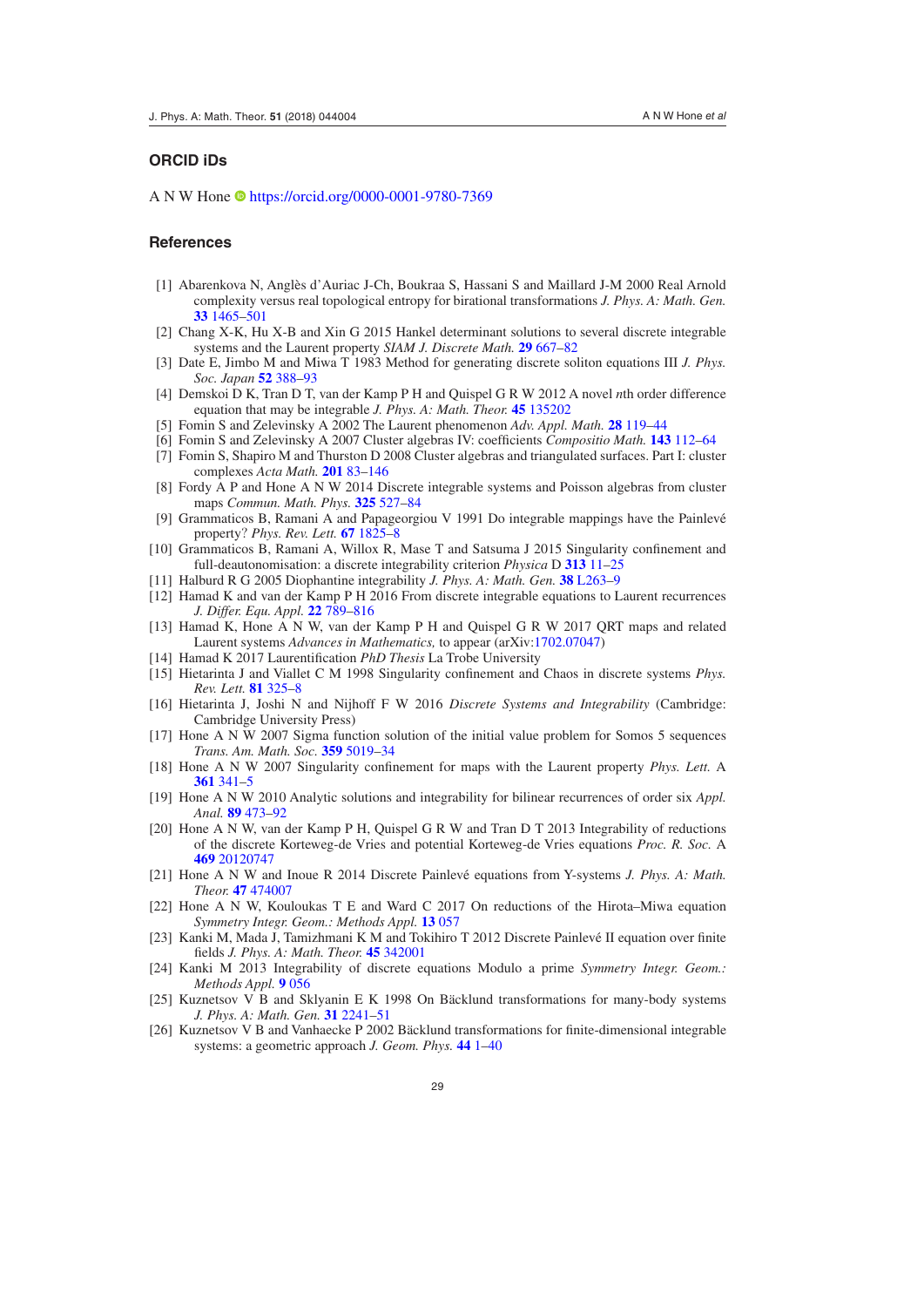## ORCID iDs

A N W Hone https://orcid.org/0000-0001-9780-7369

## References

[1] Abarenkova N, Anglès d'Auriac J-Ch, Boukraa S, Hassani S and Maillard J-M 2000 Real Arnold complexity versus real topological entropy for birational transformations *J. Phys. A: Math. Gen.* **33** 1465–501

[2] Chang X-K, Hu X-B and Xin G 2015 Hankel determinant solutions to several discrete integrable systems and the Laurent property *SIAM J. Discrete Math.* **29** 667–82

[3] Date E, Jimbo M and Miwa T 1983 Method for generating discrete soliton equations III *J. Phys. Soc. Japan* **52** 388–93

[4] Demskoi D K, Tran D T, van der Kamp P H and Quispel G R W 2012 A novel *n*th order difference equation that may be integrable *J. Phys. A: Math. Theor.* **45** 135202

[5] Fomin S and Zelevinsky A 2002 The Laurent phenomenon *Adv. Appl. Math.* **28** 119–44

[6] Fomin S and Zelevinsky A 2007 Cluster algebras IV: coefficients *Compositio Math.* **143** 112–64

[7] Fomin S, Shapiro M and Thurston D 2008 Cluster algebras and triangulated surfaces. Part I: cluster complexes *Acta Math.* **201** 83–146

[8] Fordy A P and Hone A N W 2014 Discrete integrable systems and Poisson algebras from cluster maps *Commun. Math. Phys.* **325** 527–84

[9] Grammaticos B, Ramani A and Papageorgiou V 1991 Do integrable mappings have the Painlevé property? *Phys. Rev. Lett.* **67** 1825–8

[10] Grammaticos B, Ramani A, Willox R, Mase T and Satsuma J 2015 Singularity confinement and full-deautonomisation: a discrete integrability criterion *Physica* D **313** 11–25

[11] Halburd R G 2005 Diophantine integrability *J. Phys. A: Math. Gen.* **38** L263–9

[12] Hamad K and van der Kamp P H 2016 From discrete integrable equations to Laurent recurrences *J. Differ. Equ. Appl.* **22** 789–816

[13] Hamad K, Hone A N W, van der Kamp P H and Quispel G R W 2017 QRT maps and related Laurent systems *Advances in Mathematics,* to appear (arXiv:1702.07047)

[14] Hamad K 2017 Laurentification *PhD Thesis* La Trobe University

[15] Hietarinta J and Viallet C M 1998 Singularity confinement and Chaos in discrete systems *Phys. Rev. Lett.* **81** 325–8

[16] Hietarinta J, Joshi N and Nijhoff F W 2016 *Discrete Systems and Integrability* (Cambridge: Cambridge University Press)

[17] Hone A N W 2007 Sigma function solution of the initial value problem for Somos 5 sequences *Trans. Am. Math. Soc.* **359** 5019–34

[18] Hone A N W 2007 Singularity confinement for maps with the Laurent property *Phys. Lett.* A **361** 341–5

[19] Hone A N W 2010 Analytic solutions and integrability for bilinear recurrences of order six *Appl. Anal.* **89** 473–92

[20] Hone A N W, van der Kamp P H, Quispel G R W and Tran D T 2013 Integrability of reductions of the discrete Korteweg-de Vries and potential Korteweg-de Vries equations *Proc. R. Soc.* A **469** 20120747

[21] Hone A N W and Inoue R 2014 Discrete Painlevé equations from Y-systems *J. Phys. A: Math. Theor.* **47** 474007

[22] Hone A N W, Kouloukas T E and Ward C 2017 On reductions of the Hirota–Miwa equation *Symmetry Integr. Geom.: Methods Appl.* **13** 057

[23] Kanki M, Mada J, Tamizhmani K M and Tokihiro T 2012 Discrete Painlevé II equation over finite fields *J. Phys. A: Math. Theor.* **45** 342001

[24] Kanki M 2013 Integrability of discrete equations Modulo a prime *Symmetry Integr. Geom.: Methods Appl.* **9** 056

[25] Kuznetsov V B and Sklyanin E K 1998 On Bäcklund transformations for many-body systems *J. Phys. A: Math. Gen.* **31** 2241–51

[26] Kuznetsov V B and Vanhaecke P 2002 Bäcklund transformations for finite-dimensional integrable systems: a geometric approach *J. Geom. Phys.* **44** 1–40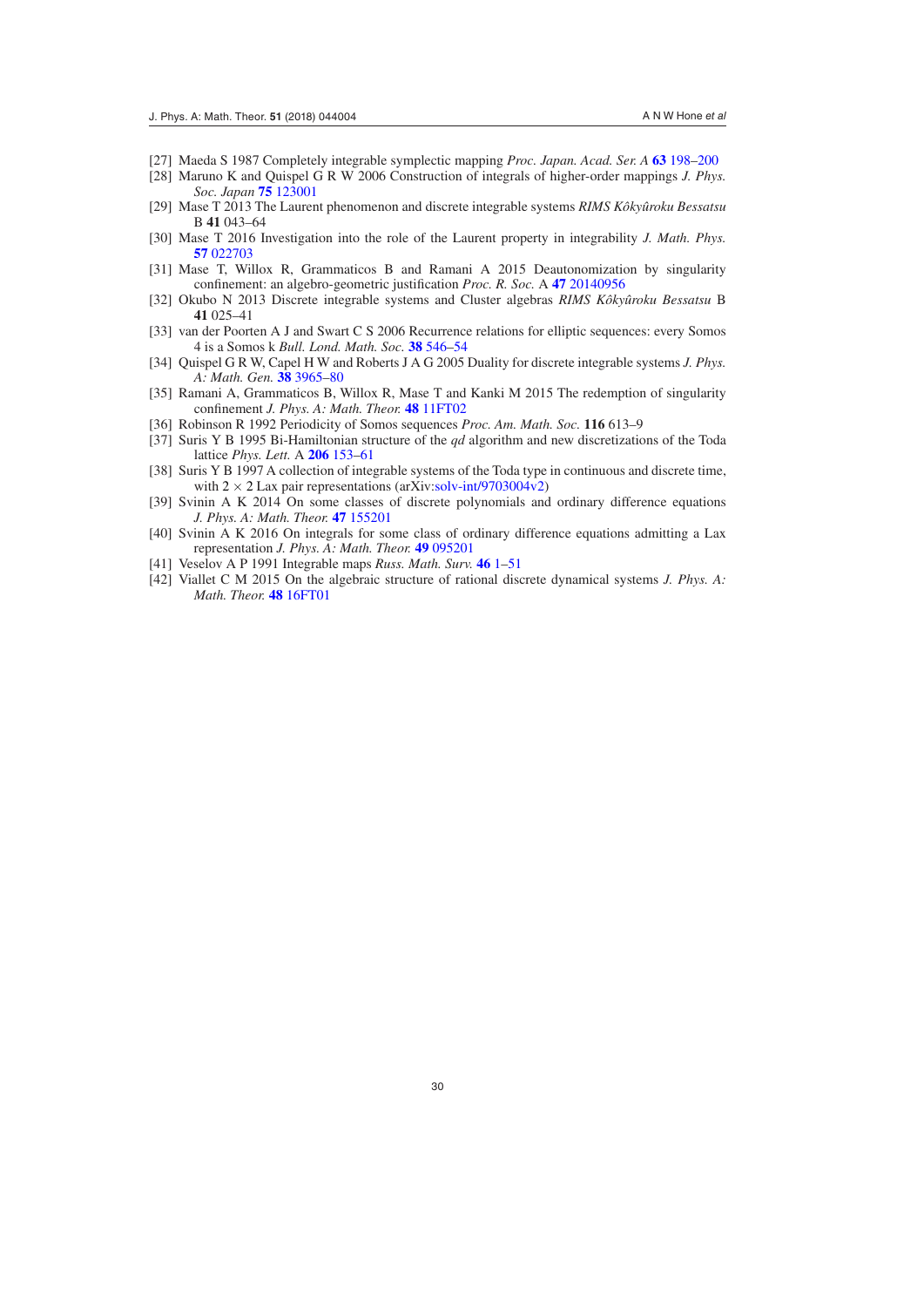[27] Maeda S 1987 Completely integrable symplectic mapping *Proc. Japan. Acad. Ser. A* **63** 198–200

[28] Maruno K and Quispel G R W 2006 Construction of integrals of higher-order mappings *J. Phys. Soc. Japan* **75** 123001

[29] Mase T 2013 The Laurent phenomenon and discrete integrable systems *RIMS Kôkyûroku Bessatsu* B **41** 043–64

[30] Mase T 2016 Investigation into the role of the Laurent property in integrability *J. Math. Phys.* **57** 022703

[31] Mase T, Willox R, Grammaticos B and Ramani A 2015 Deautonomization by singularity confinement: an algebro-geometric justification *Proc. R. Soc.* A **47** 20140956

[32] Okubo N 2013 Discrete integrable systems and Cluster algebras *RIMS Kôkyûroku Bessatsu* B **41** 025–41

[33] van der Poorten A J and Swart C S 2006 Recurrence relations for elliptic sequences: every Somos 4 is a Somos k *Bull. Lond. Math. Soc.* **38** 546–54

[34] Quispel G R W, Capel H W and Roberts J A G 2005 Duality for discrete integrable systems *J. Phys. A: Math. Gen.* **38** 3965–80

[35] Ramani A, Grammaticos B, Willox R, Mase T and Kanki M 2015 The redemption of singularity confinement *J. Phys. A: Math. Theor.* **48** 11FT02

[36] Robinson R 1992 Periodicity of Somos sequences *Proc. Am. Math. Soc.* **116** 613–9

[37] Suris Y B 1995 Bi-Hamiltonian structure of the *qd* algorithm and new discretizations of the Toda lattice *Phys. Lett.* A **206** 153–61

[38] Suris Y B 1997 A collection of integrable systems of the Toda type in continuous and discrete time, with $2 \times 2$ Lax pair representations (arXiv:solv-int/9703004v2)

[39] Svinin A K 2014 On some classes of discrete polynomials and ordinary difference equations *J. Phys. A: Math. Theor.* **47** 155201

[40] Svinin A K 2016 On integrals for some class of ordinary difference equations admitting a Lax representation *J. Phys. A: Math. Theor.* **49** 095201

[41] Veselov A P 1991 Integrable maps *Russ. Math. Surv.* **46** 1–51

[42] Viallet C M 2015 On the algebraic structure of rational discrete dynamical systems *J. Phys. A: Math. Theor.* **48** 16FT01